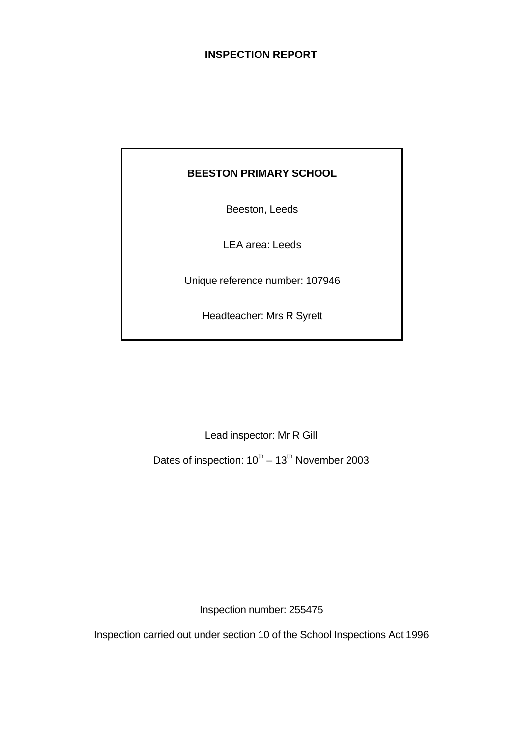# INSPECTION REPORT

**BEESTON PRIMARY SCHOOL**

Beeston, Leeds

LEA area: Leeds

Unique reference number: 107946

Headteacher: Mrs R Syrett

Lead inspector: Mr R Gill

Dates of inspection: 10th – 13th November 2003

Inspection number: 255475

Inspection carried out under section 10 of the School Inspections Act 1996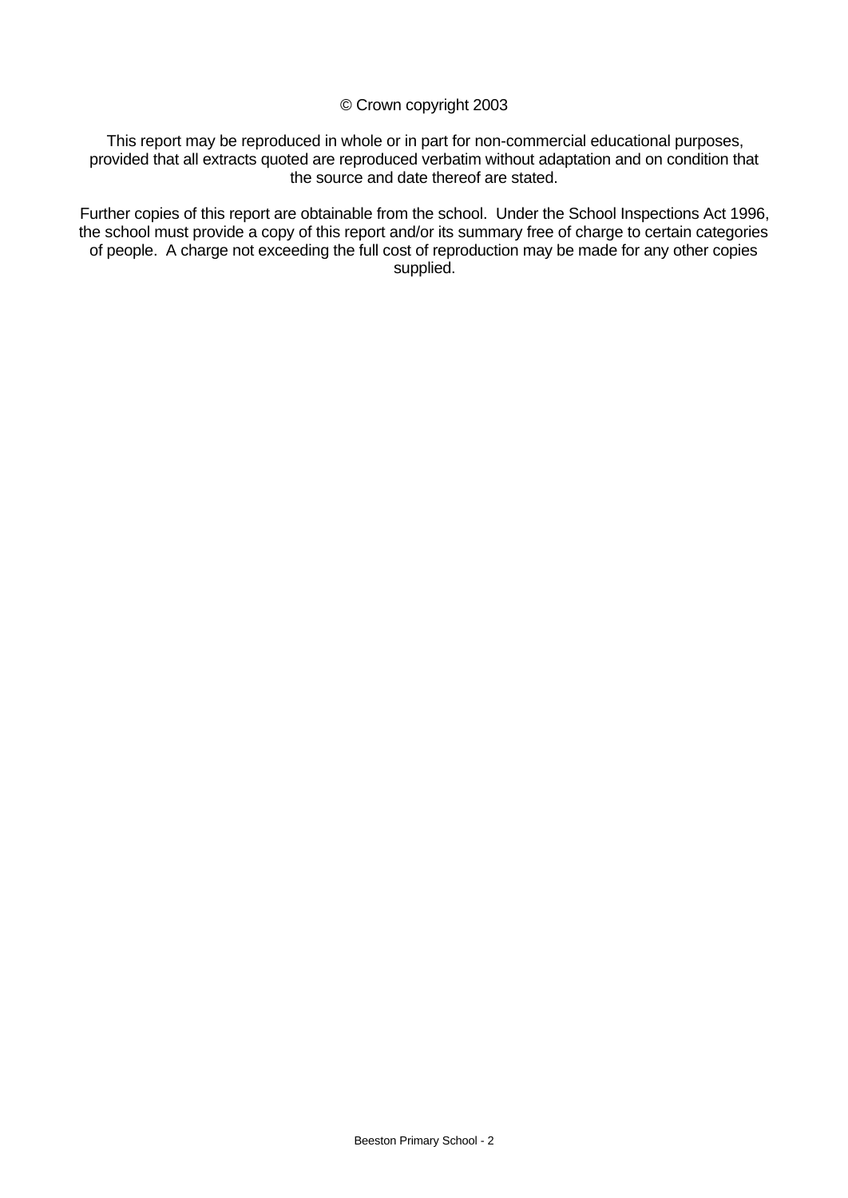© Crown copyright 2003

This report may be reproduced in whole or in part for non-commercial educational purposes, provided that all extracts quoted are reproduced verbatim without adaptation and on condition that the source and date thereof are stated.

Further copies of this report are obtainable from the school. Under the School Inspections Act 1996, the school must provide a copy of this report and/or its summary free of charge to certain categories of people. A charge not exceeding the full cost of reproduction may be made for any other copies supplied.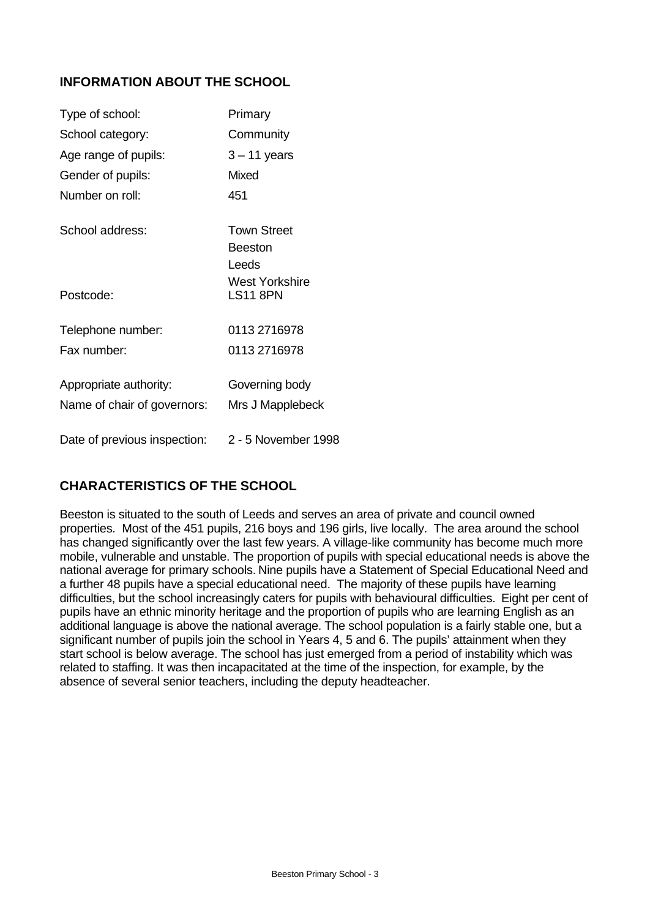## INFORMATION ABOUT THE SCHOOL

| | |
|---|---|
| Type of school: | Primary |
| School category: | Community |
| Age range of pupils: | 3 – 11 years |
| Gender of pupils: | Mixed |
| Number on roll: | 451 |
| School address: | Town Street<br>Beeston<br>Leeds<br>West Yorkshire |
| Postcode: | LS11 8PN |
| Telephone number: | 0113 2716978 |
| Fax number: | 0113 2716978 |
| Appropriate authority: | Governing body |
| Name of chair of governors: | Mrs J Mapplebeck |
| Date of previous inspection: | 2 - 5 November 1998 |

## CHARACTERISTICS OF THE SCHOOL

Beeston is situated to the south of Leeds and serves an area of private and council owned properties. Most of the 451 pupils, 216 boys and 196 girls, live locally. The area around the school has changed significantly over the last few years. A village-like community has become much more mobile, vulnerable and unstable. The proportion of pupils with special educational needs is above the national average for primary schools. Nine pupils have a Statement of Special Educational Need and a further 48 pupils have a special educational need. The majority of these pupils have learning difficulties, but the school increasingly caters for pupils with behavioural difficulties. Eight per cent of pupils have an ethnic minority heritage and the proportion of pupils who are learning English as an additional language is above the national average. The school population is a fairly stable one, but a significant number of pupils join the school in Years 4, 5 and 6. The pupils' attainment when they start school is below average. The school has just emerged from a period of instability which was related to staffing. It was then incapacitated at the time of the inspection, for example, by the absence of several senior teachers, including the deputy headteacher.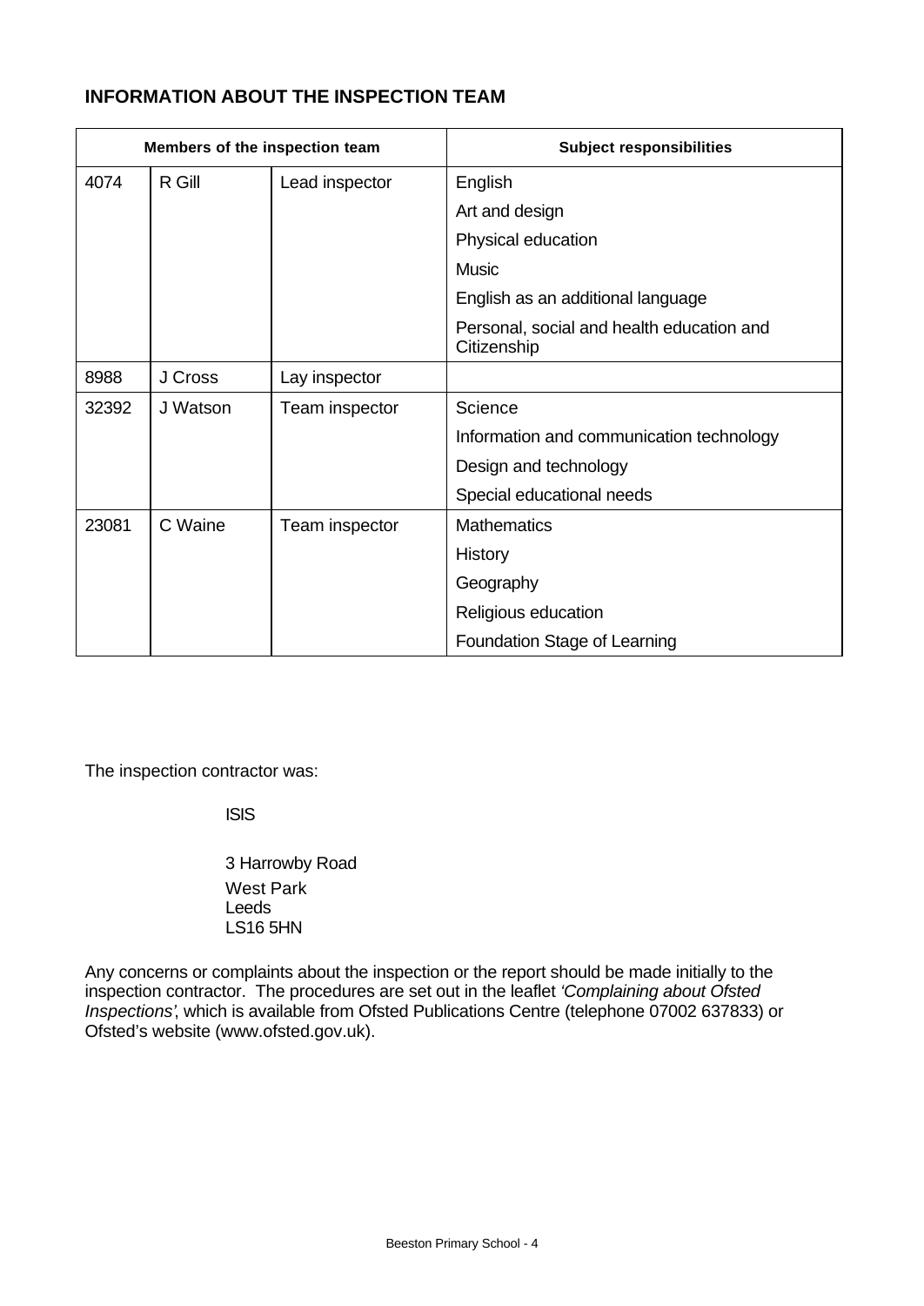## INFORMATION ABOUT THE INSPECTION TEAM

| Members of the inspection team | | | Subject responsibilities |
|---|---|---|---|
| 4074 | R Gill | Lead inspector | English |
| | | | Art and design |
| | | | Physical education |
| | | | Music |
| | | | English as an additional language |
| | | | Personal, social and health education and Citizenship |
| 8988 | J Cross | Lay inspector | |
| 32392 | J Watson | Team inspector | Science |
| | | | Information and communication technology |
| | | | Design and technology |
| | | | Special educational needs |
| 23081 | C Waine | Team inspector | Mathematics |
| | | | History |
| | | | Geography |
| | | | Religious education |
| | | | Foundation Stage of Learning |

The inspection contractor was:

ISIS

3 Harrowby Road
West Park
Leeds
LS16 5HN

Any concerns or complaints about the inspection or the report should be made initially to the inspection contractor. The procedures are set out in the leaflet *'Complaining about Ofsted Inspections'*, which is available from Ofsted Publications Centre (telephone 07002 637833) or Ofsted's website (www.ofsted.gov.uk).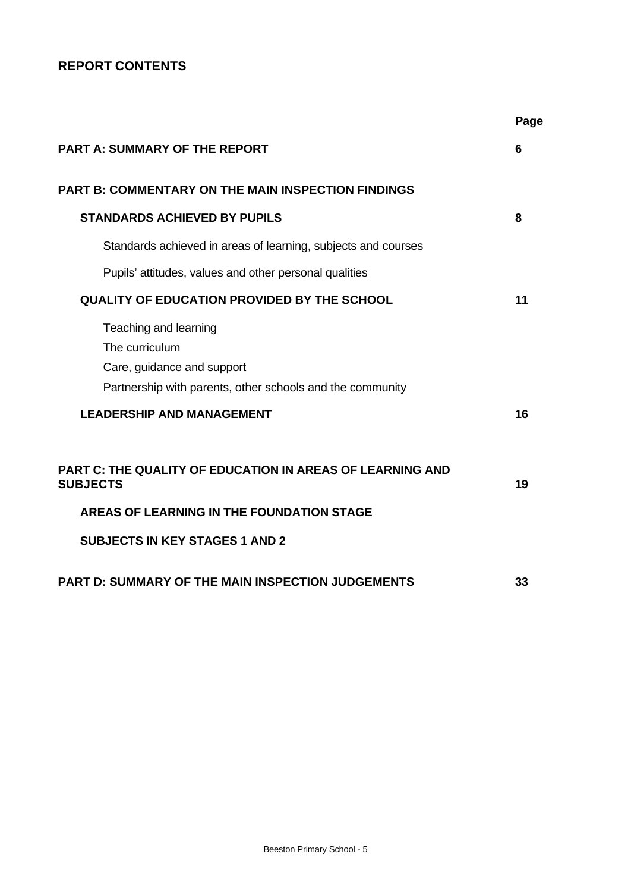## REPORT CONTENTS

| | Page |
|---|---|
| **PART A: SUMMARY OF THE REPORT** | **6** |
| **PART B: COMMENTARY ON THE MAIN INSPECTION FINDINGS** | |
| **STANDARDS ACHIEVED BY PUPILS** | **8** |
| Standards achieved in areas of learning, subjects and courses | |
| Pupils' attitudes, values and other personal qualities | |
| **QUALITY OF EDUCATION PROVIDED BY THE SCHOOL** | **11** |
| Teaching and learning | |
| The curriculum | |
| Care, guidance and support | |
| Partnership with parents, other schools and the community | |
| **LEADERSHIP AND MANAGEMENT** | **16** |
| **PART C: THE QUALITY OF EDUCATION IN AREAS OF LEARNING AND SUBJECTS** | **19** |
| **AREAS OF LEARNING IN THE FOUNDATION STAGE** | |
| **SUBJECTS IN KEY STAGES 1 AND 2** | |
| **PART D: SUMMARY OF THE MAIN INSPECTION JUDGEMENTS** | **33** |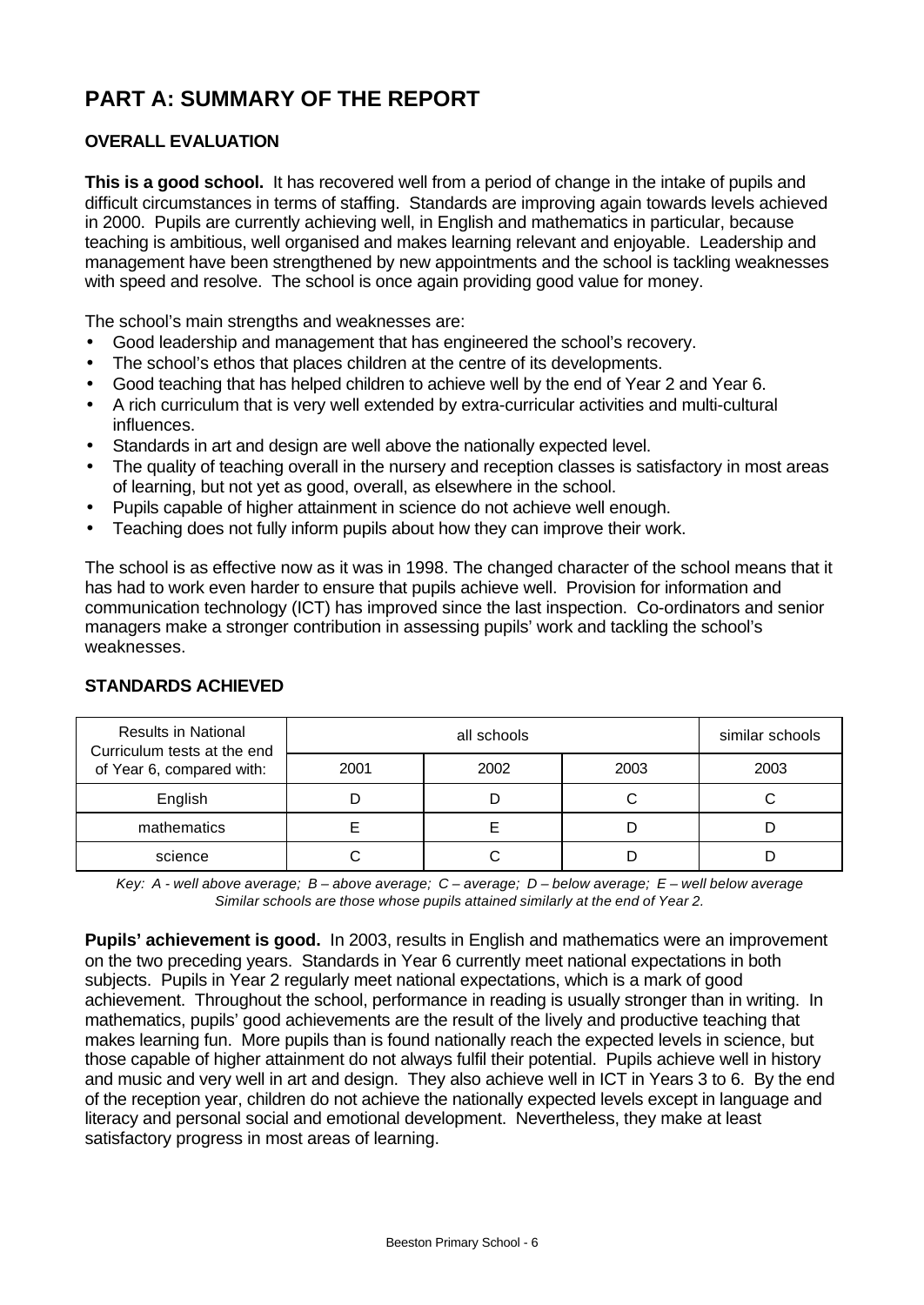# PART A: SUMMARY OF THE REPORT

## OVERALL EVALUATION

**This is a good school.** It has recovered well from a period of change in the intake of pupils and difficult circumstances in terms of staffing. Standards are improving again towards levels achieved in 2000. Pupils are currently achieving well, in English and mathematics in particular, because teaching is ambitious, well organised and makes learning relevant and enjoyable. Leadership and management have been strengthened by new appointments and the school is tackling weaknesses with speed and resolve. The school is once again providing good value for money.

The school's main strengths and weaknesses are:

- Good leadership and management that has engineered the school's recovery.
- The school's ethos that places children at the centre of its developments.
- Good teaching that has helped children to achieve well by the end of Year 2 and Year 6.
- A rich curriculum that is very well extended by extra-curricular activities and multi-cultural influences.
- Standards in art and design are well above the nationally expected level.
- The quality of teaching overall in the nursery and reception classes is satisfactory in most areas of learning, but not yet as good, overall, as elsewhere in the school.
- Pupils capable of higher attainment in science do not achieve well enough.
- Teaching does not fully inform pupils about how they can improve their work.

The school is as effective now as it was in 1998. The changed character of the school means that it has had to work even harder to ensure that pupils achieve well. Provision for information and communication technology (ICT) has improved since the last inspection. Co-ordinators and senior managers make a stronger contribution in assessing pupils' work and tackling the school's weaknesses.

## STANDARDS ACHIEVED

| Results in National Curriculum tests at the end of Year 6, compared with: | all schools | | | similar schools |
|---|---|---|---|---|
| | 2001 | 2002 | 2003 | 2003 |
| English | D | D | C | C |
| mathematics | E | E | D | D |
| science | C | C | D | D |

*Key: A - well above average; B – above average; C – average; D – below average; E – well below average*
*Similar schools are those whose pupils attained similarly at the end of Year 2.*

**Pupils' achievement is good.** In 2003, results in English and mathematics were an improvement on the two preceding years. Standards in Year 6 currently meet national expectations in both subjects. Pupils in Year 2 regularly meet national expectations, which is a mark of good achievement. Throughout the school, performance in reading is usually stronger than in writing. In mathematics, pupils' good achievements are the result of the lively and productive teaching that makes learning fun. More pupils than is found nationally reach the expected levels in science, but those capable of higher attainment do not always fulfil their potential. Pupils achieve well in history and music and very well in art and design. They also achieve well in ICT in Years 3 to 6. By the end of the reception year, children do not achieve the nationally expected levels except in language and literacy and personal social and emotional development. Nevertheless, they make at least satisfactory progress in most areas of learning.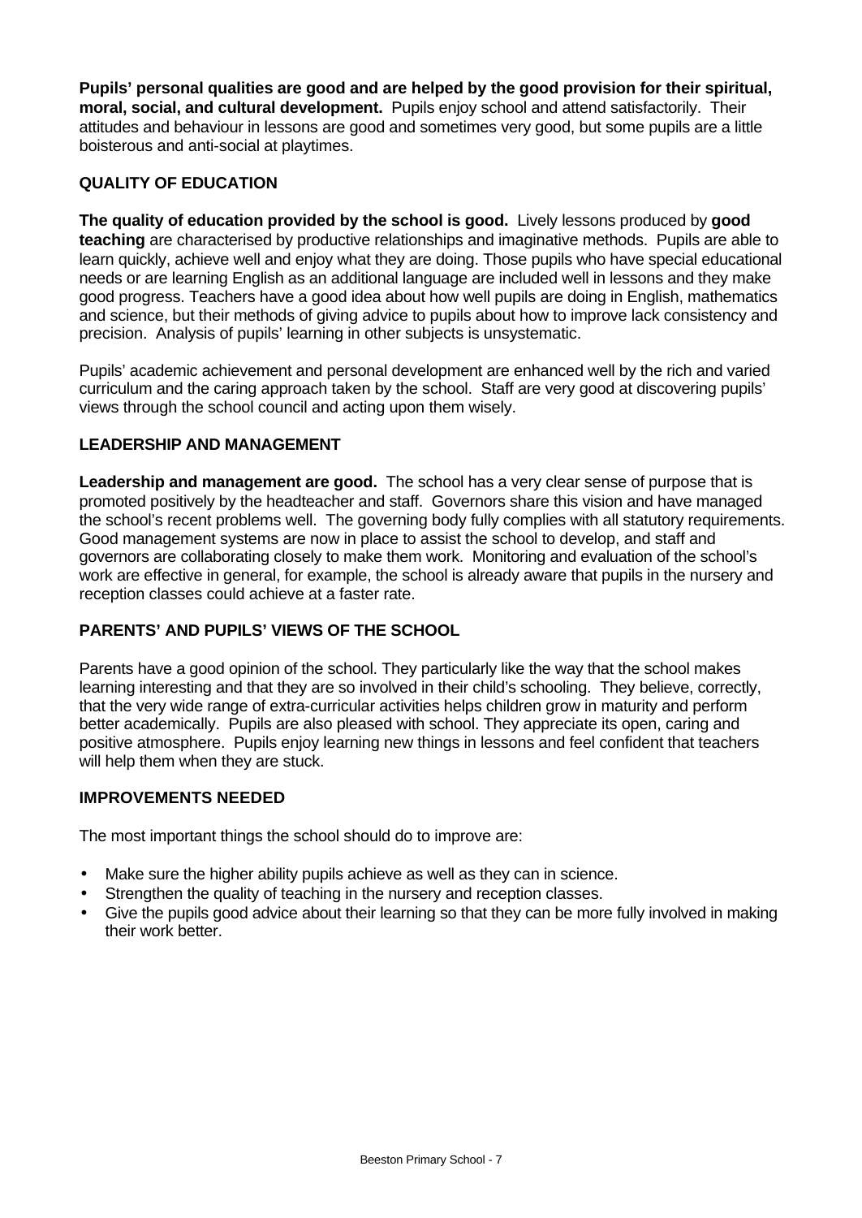**Pupils' personal qualities are good and are helped by the good provision for their spiritual, moral, social, and cultural development.** Pupils enjoy school and attend satisfactorily. Their attitudes and behaviour in lessons are good and sometimes very good, but some pupils are a little boisterous and anti-social at playtimes.

## QUALITY OF EDUCATION

**The quality of education provided by the school is good.** Lively lessons produced by **good teaching** are characterised by productive relationships and imaginative methods. Pupils are able to learn quickly, achieve well and enjoy what they are doing. Those pupils who have special educational needs or are learning English as an additional language are included well in lessons and they make good progress. Teachers have a good idea about how well pupils are doing in English, mathematics and science, but their methods of giving advice to pupils about how to improve lack consistency and precision. Analysis of pupils' learning in other subjects is unsystematic.

Pupils' academic achievement and personal development are enhanced well by the rich and varied curriculum and the caring approach taken by the school. Staff are very good at discovering pupils' views through the school council and acting upon them wisely.

## LEADERSHIP AND MANAGEMENT

**Leadership and management are good.** The school has a very clear sense of purpose that is promoted positively by the headteacher and staff. Governors share this vision and have managed the school's recent problems well. The governing body fully complies with all statutory requirements. Good management systems are now in place to assist the school to develop, and staff and governors are collaborating closely to make them work. Monitoring and evaluation of the school's work are effective in general, for example, the school is already aware that pupils in the nursery and reception classes could achieve at a faster rate.

## PARENTS' AND PUPILS' VIEWS OF THE SCHOOL

Parents have a good opinion of the school. They particularly like the way that the school makes learning interesting and that they are so involved in their child's schooling. They believe, correctly, that the very wide range of extra-curricular activities helps children grow in maturity and perform better academically. Pupils are also pleased with school. They appreciate its open, caring and positive atmosphere. Pupils enjoy learning new things in lessons and feel confident that teachers will help them when they are stuck.

## IMPROVEMENTS NEEDED

The most important things the school should do to improve are:

- Make sure the higher ability pupils achieve as well as they can in science.
- Strengthen the quality of teaching in the nursery and reception classes.
- Give the pupils good advice about their learning so that they can be more fully involved in making their work better.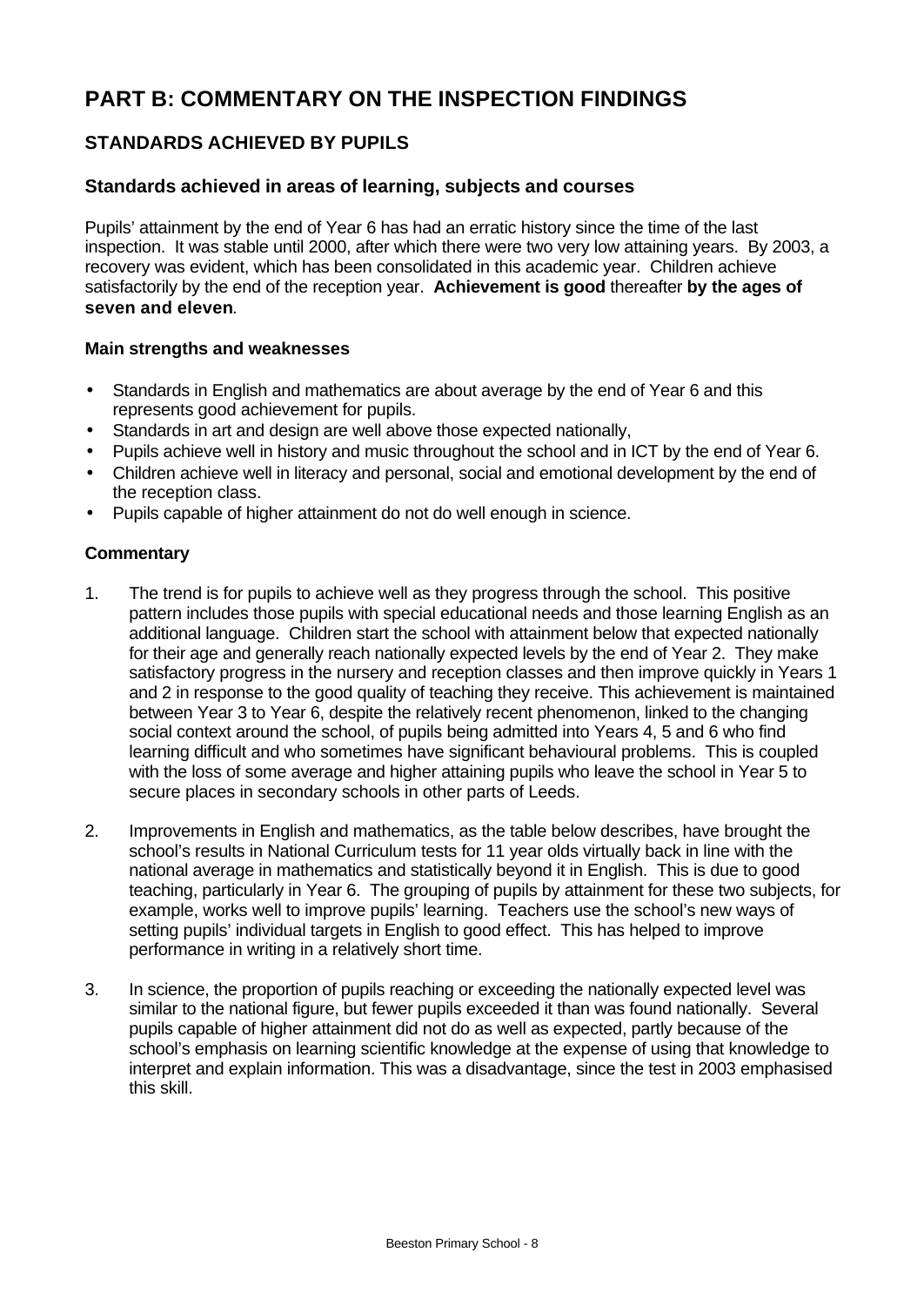# PART B: COMMENTARY ON THE INSPECTION FINDINGS

## STANDARDS ACHIEVED BY PUPILS

### Standards achieved in areas of learning, subjects and courses

Pupils' attainment by the end of Year 6 has had an erratic history since the time of the last inspection. It was stable until 2000, after which there were two very low attaining years. By 2003, a recovery was evident, which has been consolidated in this academic year. Children achieve satisfactorily by the end of the reception year. **Achievement is good** thereafter **by the ages of seven and eleven**.

#### Main strengths and weaknesses

- Standards in English and mathematics are about average by the end of Year 6 and this represents good achievement for pupils.
- Standards in art and design are well above those expected nationally,
- Pupils achieve well in history and music throughout the school and in ICT by the end of Year 6.
- Children achieve well in literacy and personal, social and emotional development by the end of the reception class.
- Pupils capable of higher attainment do not do well enough in science.

#### Commentary

1. The trend is for pupils to achieve well as they progress through the school. This positive pattern includes those pupils with special educational needs and those learning English as an additional language. Children start the school with attainment below that expected nationally for their age and generally reach nationally expected levels by the end of Year 2. They make satisfactory progress in the nursery and reception classes and then improve quickly in Years 1 and 2 in response to the good quality of teaching they receive. This achievement is maintained between Year 3 to Year 6, despite the relatively recent phenomenon, linked to the changing social context around the school, of pupils being admitted into Years 4, 5 and 6 who find learning difficult and who sometimes have significant behavioural problems. This is coupled with the loss of some average and higher attaining pupils who leave the school in Year 5 to secure places in secondary schools in other parts of Leeds.

2. Improvements in English and mathematics, as the table below describes, have brought the school's results in National Curriculum tests for 11 year olds virtually back in line with the national average in mathematics and statistically beyond it in English. This is due to good teaching, particularly in Year 6. The grouping of pupils by attainment for these two subjects, for example, works well to improve pupils' learning. Teachers use the school's new ways of setting pupils' individual targets in English to good effect. This has helped to improve performance in writing in a relatively short time.

3. In science, the proportion of pupils reaching or exceeding the nationally expected level was similar to the national figure, but fewer pupils exceeded it than was found nationally. Several pupils capable of higher attainment did not do as well as expected, partly because of the school's emphasis on learning scientific knowledge at the expense of using that knowledge to interpret and explain information. This was a disadvantage, since the test in 2003 emphasised this skill.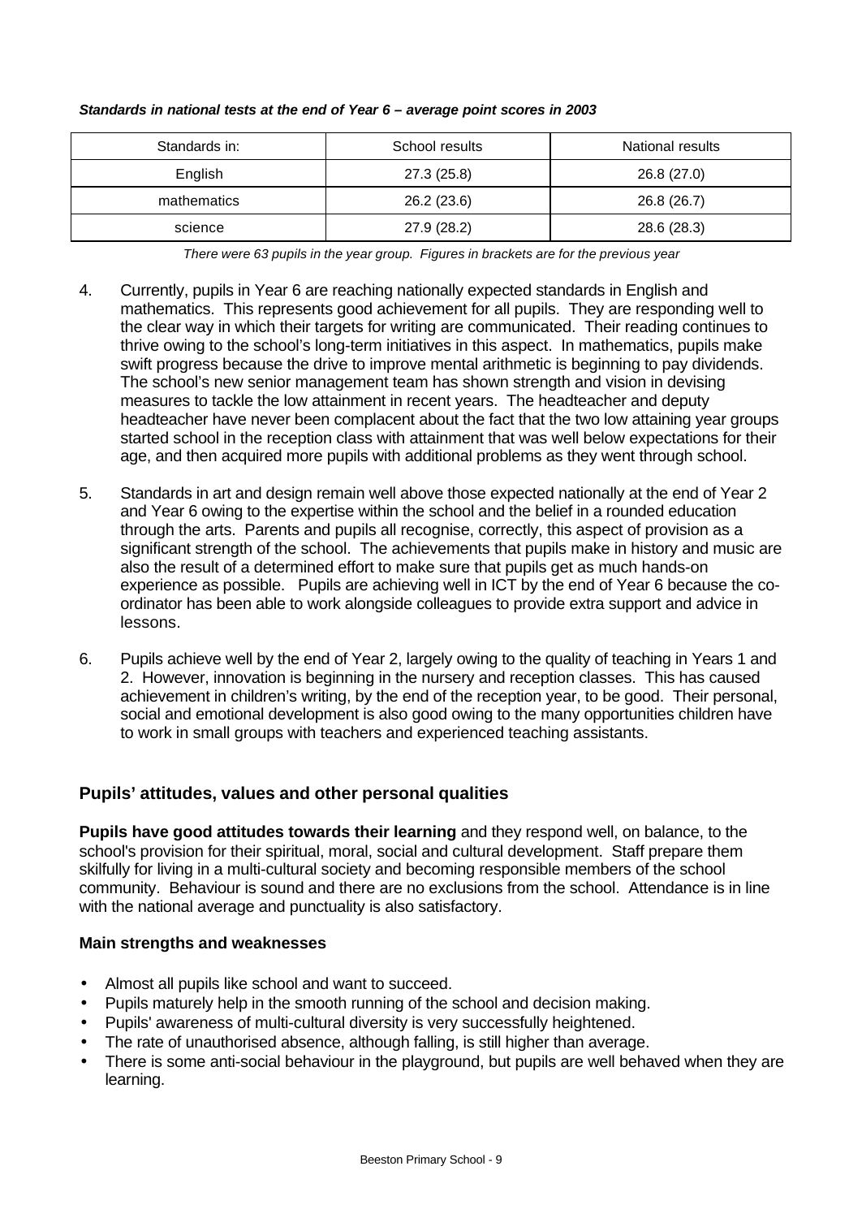***Standards in national tests at the end of Year 6 – average point scores in 2003***

| Standards in: | School results | National results |
|---|---|---|
| English | 27.3 (25.8) | 26.8 (27.0) |
| mathematics | 26.2 (23.6) | 26.8 (26.7) |
| science | 27.9 (28.2) | 28.6 (28.3) |

*There were 63 pupils in the year group. Figures in brackets are for the previous year*

4. Currently, pupils in Year 6 are reaching nationally expected standards in English and mathematics. This represents good achievement for all pupils. They are responding well to the clear way in which their targets for writing are communicated. Their reading continues to thrive owing to the school's long-term initiatives in this aspect. In mathematics, pupils make swift progress because the drive to improve mental arithmetic is beginning to pay dividends. The school's new senior management team has shown strength and vision in devising measures to tackle the low attainment in recent years. The headteacher and deputy headteacher have never been complacent about the fact that the two low attaining year groups started school in the reception class with attainment that was well below expectations for their age, and then acquired more pupils with additional problems as they went through school.

5. Standards in art and design remain well above those expected nationally at the end of Year 2 and Year 6 owing to the expertise within the school and the belief in a rounded education through the arts. Parents and pupils all recognise, correctly, this aspect of provision as a significant strength of the school. The achievements that pupils make in history and music are also the result of a determined effort to make sure that pupils get as much hands-on experience as possible. Pupils are achieving well in ICT by the end of Year 6 because the co-ordinator has been able to work alongside colleagues to provide extra support and advice in lessons.

6. Pupils achieve well by the end of Year 2, largely owing to the quality of teaching in Years 1 and 2. However, innovation is beginning in the nursery and reception classes. This has caused achievement in children's writing, by the end of the reception year, to be good. Their personal, social and emotional development is also good owing to the many opportunities children have to work in small groups with teachers and experienced teaching assistants.

## Pupils' attitudes, values and other personal qualities

**Pupils have good attitudes towards their learning** and they respond well, on balance, to the school's provision for their spiritual, moral, social and cultural development. Staff prepare them skilfully for living in a multi-cultural society and becoming responsible members of the school community. Behaviour is sound and there are no exclusions from the school. Attendance is in line with the national average and punctuality is also satisfactory.

### Main strengths and weaknesses

- Almost all pupils like school and want to succeed.
- Pupils maturely help in the smooth running of the school and decision making.
- Pupils' awareness of multi-cultural diversity is very successfully heightened.
- The rate of unauthorised absence, although falling, is still higher than average.
- There is some anti-social behaviour in the playground, but pupils are well behaved when they are learning.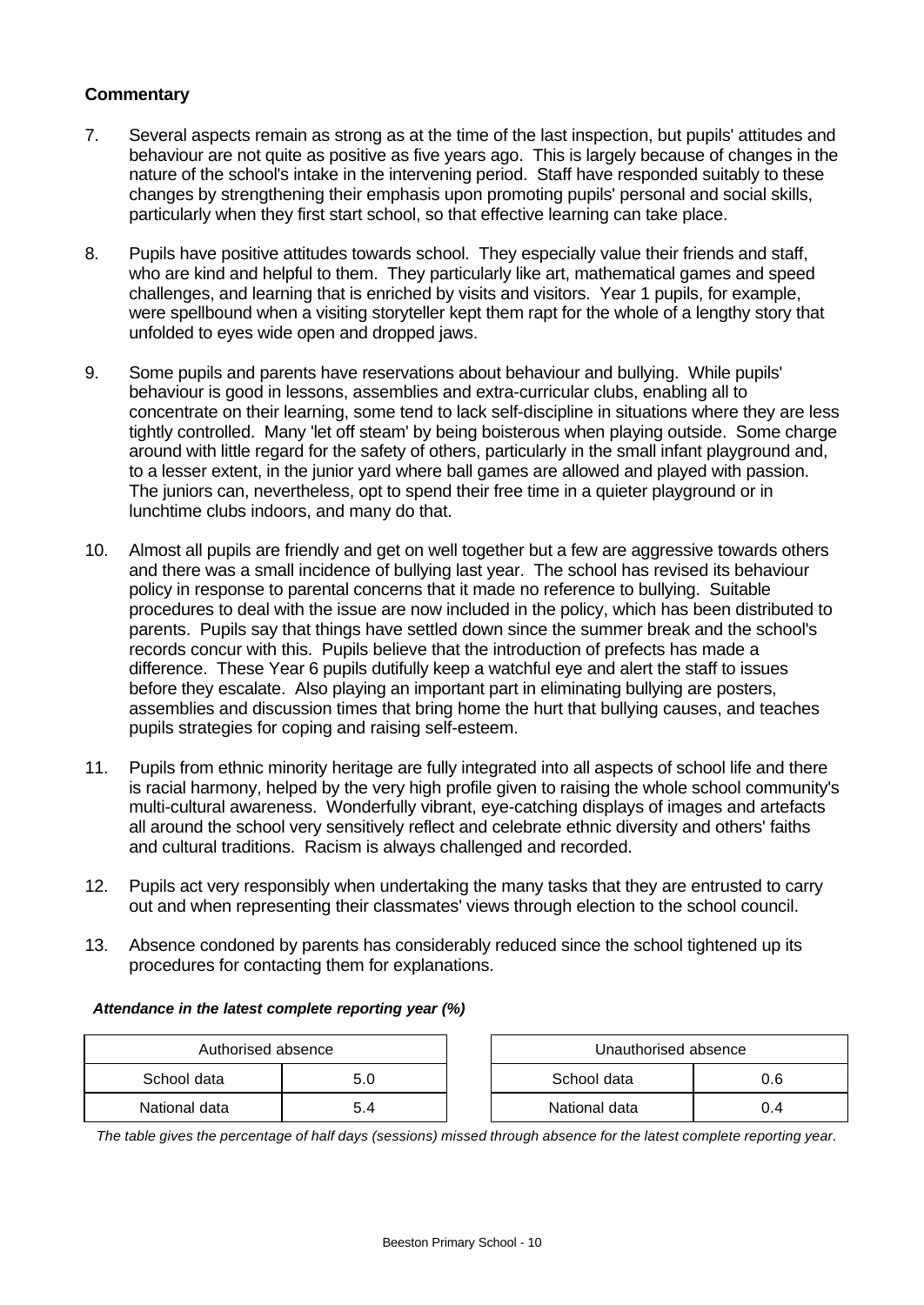### Commentary

7. Several aspects remain as strong as at the time of the last inspection, but pupils' attitudes and behaviour are not quite as positive as five years ago. This is largely because of changes in the nature of the school's intake in the intervening period. Staff have responded suitably to these changes by strengthening their emphasis upon promoting pupils' personal and social skills, particularly when they first start school, so that effective learning can take place.

8. Pupils have positive attitudes towards school. They especially value their friends and staff, who are kind and helpful to them. They particularly like art, mathematical games and speed challenges, and learning that is enriched by visits and visitors. Year 1 pupils, for example, were spellbound when a visiting storyteller kept them rapt for the whole of a lengthy story that unfolded to eyes wide open and dropped jaws.

9. Some pupils and parents have reservations about behaviour and bullying. While pupils' behaviour is good in lessons, assemblies and extra-curricular clubs, enabling all to concentrate on their learning, some tend to lack self-discipline in situations where they are less tightly controlled. Many 'let off steam' by being boisterous when playing outside. Some charge around with little regard for the safety of others, particularly in the small infant playground and, to a lesser extent, in the junior yard where ball games are allowed and played with passion. The juniors can, nevertheless, opt to spend their free time in a quieter playground or in lunchtime clubs indoors, and many do that.

10. Almost all pupils are friendly and get on well together but a few are aggressive towards others and there was a small incidence of bullying last year. The school has revised its behaviour policy in response to parental concerns that it made no reference to bullying. Suitable procedures to deal with the issue are now included in the policy, which has been distributed to parents. Pupils say that things have settled down since the summer break and the school's records concur with this. Pupils believe that the introduction of prefects has made a difference. These Year 6 pupils dutifully keep a watchful eye and alert the staff to issues before they escalate. Also playing an important part in eliminating bullying are posters, assemblies and discussion times that bring home the hurt that bullying causes, and teaches pupils strategies for coping and raising self-esteem.

11. Pupils from ethnic minority heritage are fully integrated into all aspects of school life and there is racial harmony, helped by the very high profile given to raising the whole school community's multi-cultural awareness. Wonderfully vibrant, eye-catching displays of images and artefacts all around the school very sensitively reflect and celebrate ethnic diversity and others' faiths and cultural traditions. Racism is always challenged and recorded.

12. Pupils act very responsibly when undertaking the many tasks that they are entrusted to carry out and when representing their classmates' views through election to the school council.

13. Absence condoned by parents has considerably reduced since the school tightened up its procedures for contacting them for explanations.

***Attendance in the latest complete reporting year (%)***

| Authorised absence | |
|---|---|
| School data | 5.0 |
| National data | 5.4 |

| Unauthorised absence | |
|---|---|
| School data | 0.6 |
| National data | 0.4 |

*The table gives the percentage of half days (sessions) missed through absence for the latest complete reporting year.*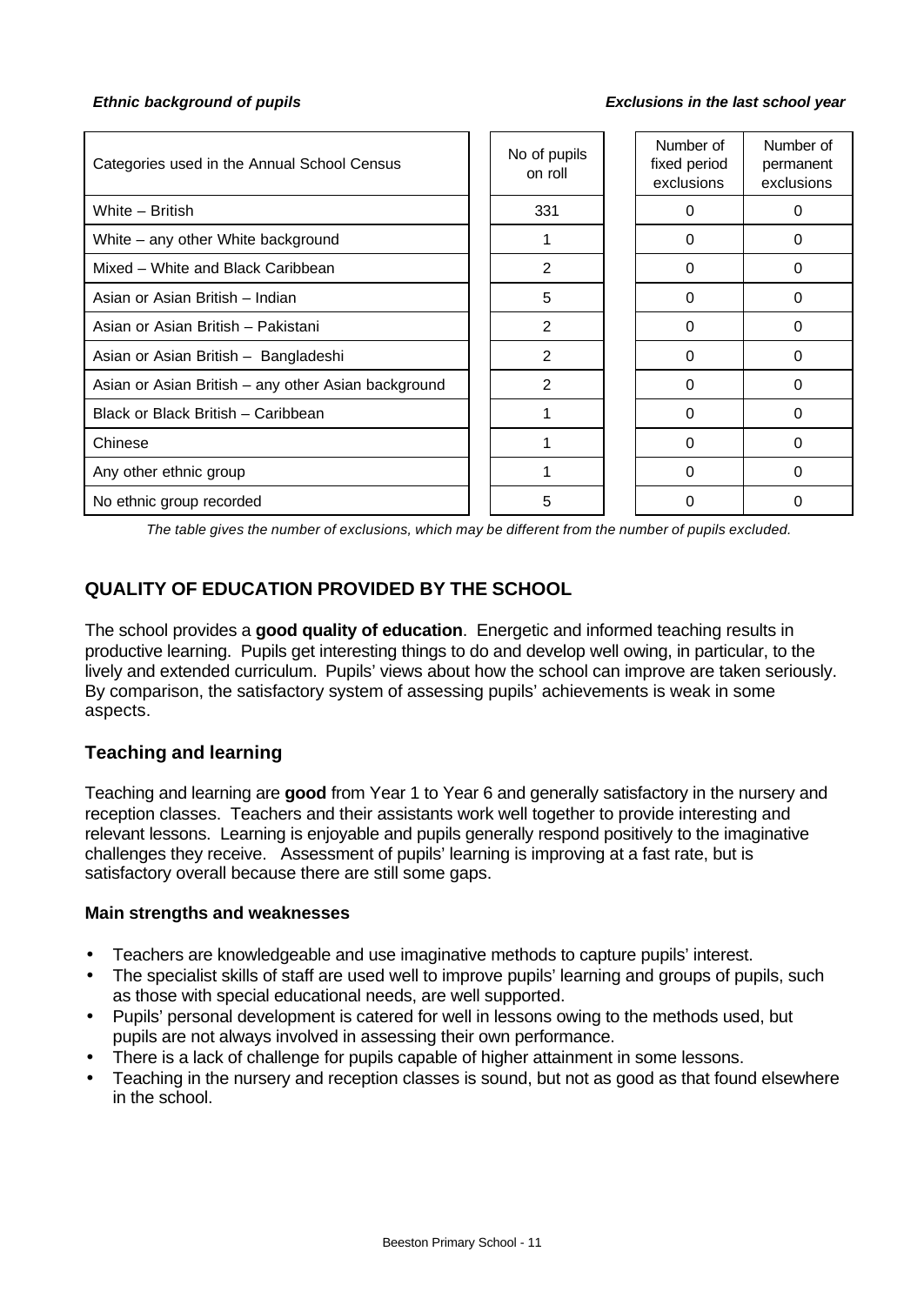*Ethnic background of pupils*

*Exclusions in the last school year*

| Categories used in the Annual School Census | No of pupils on roll | Number of fixed period exclusions | Number of permanent exclusions |
|---|---|---|---|
| White – British | 331 | 0 | 0 |
| White – any other White background | 1 | 0 | 0 |
| Mixed – White and Black Caribbean | 2 | 0 | 0 |
| Asian or Asian British – Indian | 5 | 0 | 0 |
| Asian or Asian British – Pakistani | 2 | 0 | 0 |
| Asian or Asian British – Bangladeshi | 2 | 0 | 0 |
| Asian or Asian British – any other Asian background | 2 | 0 | 0 |
| Black or Black British – Caribbean | 1 | 0 | 0 |
| Chinese | 1 | 0 | 0 |
| Any other ethnic group | 1 | 0 | 0 |
| No ethnic group recorded | 5 | 0 | 0 |

*The table gives the number of exclusions, which may be different from the number of pupils excluded.*

## QUALITY OF EDUCATION PROVIDED BY THE SCHOOL

The school provides a **good quality of education**. Energetic and informed teaching results in productive learning. Pupils get interesting things to do and develop well owing, in particular, to the lively and extended curriculum. Pupils' views about how the school can improve are taken seriously. By comparison, the satisfactory system of assessing pupils' achievements is weak in some aspects.

### Teaching and learning

Teaching and learning are **good** from Year 1 to Year 6 and generally satisfactory in the nursery and reception classes. Teachers and their assistants work well together to provide interesting and relevant lessons. Learning is enjoyable and pupils generally respond positively to the imaginative challenges they receive. Assessment of pupils' learning is improving at a fast rate, but is satisfactory overall because there are still some gaps.

**Main strengths and weaknesses**

- Teachers are knowledgeable and use imaginative methods to capture pupils' interest.
- The specialist skills of staff are used well to improve pupils' learning and groups of pupils, such as those with special educational needs, are well supported.
- Pupils' personal development is catered for well in lessons owing to the methods used, but pupils are not always involved in assessing their own performance.
- There is a lack of challenge for pupils capable of higher attainment in some lessons.
- Teaching in the nursery and reception classes is sound, but not as good as that found elsewhere in the school.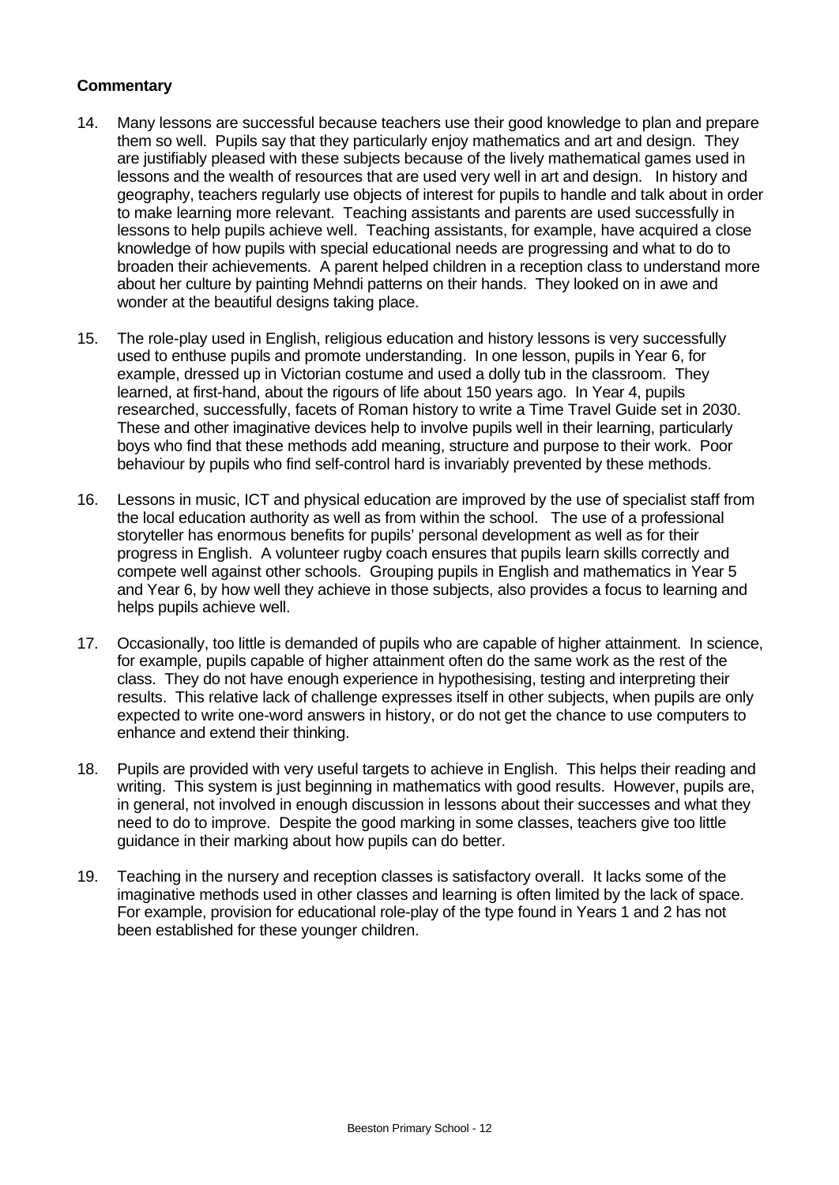**Commentary**

14. Many lessons are successful because teachers use their good knowledge to plan and prepare them so well. Pupils say that they particularly enjoy mathematics and art and design. They are justifiably pleased with these subjects because of the lively mathematical games used in lessons and the wealth of resources that are used very well in art and design. In history and geography, teachers regularly use objects of interest for pupils to handle and talk about in order to make learning more relevant. Teaching assistants and parents are used successfully in lessons to help pupils achieve well. Teaching assistants, for example, have acquired a close knowledge of how pupils with special educational needs are progressing and what to do to broaden their achievements. A parent helped children in a reception class to understand more about her culture by painting Mehndi patterns on their hands. They looked on in awe and wonder at the beautiful designs taking place.

15. The role-play used in English, religious education and history lessons is very successfully used to enthuse pupils and promote understanding. In one lesson, pupils in Year 6, for example, dressed up in Victorian costume and used a dolly tub in the classroom. They learned, at first-hand, about the rigours of life about 150 years ago. In Year 4, pupils researched, successfully, facets of Roman history to write a Time Travel Guide set in 2030. These and other imaginative devices help to involve pupils well in their learning, particularly boys who find that these methods add meaning, structure and purpose to their work. Poor behaviour by pupils who find self-control hard is invariably prevented by these methods.

16. Lessons in music, ICT and physical education are improved by the use of specialist staff from the local education authority as well as from within the school. The use of a professional storyteller has enormous benefits for pupils' personal development as well as for their progress in English. A volunteer rugby coach ensures that pupils learn skills correctly and compete well against other schools. Grouping pupils in English and mathematics in Year 5 and Year 6, by how well they achieve in those subjects, also provides a focus to learning and helps pupils achieve well.

17. Occasionally, too little is demanded of pupils who are capable of higher attainment. In science, for example, pupils capable of higher attainment often do the same work as the rest of the class. They do not have enough experience in hypothesising, testing and interpreting their results. This relative lack of challenge expresses itself in other subjects, when pupils are only expected to write one-word answers in history, or do not get the chance to use computers to enhance and extend their thinking.

18. Pupils are provided with very useful targets to achieve in English. This helps their reading and writing. This system is just beginning in mathematics with good results. However, pupils are, in general, not involved in enough discussion in lessons about their successes and what they need to do to improve. Despite the good marking in some classes, teachers give too little guidance in their marking about how pupils can do better.

19. Teaching in the nursery and reception classes is satisfactory overall. It lacks some of the imaginative methods used in other classes and learning is often limited by the lack of space. For example, provision for educational role-play of the type found in Years 1 and 2 has not been established for these younger children.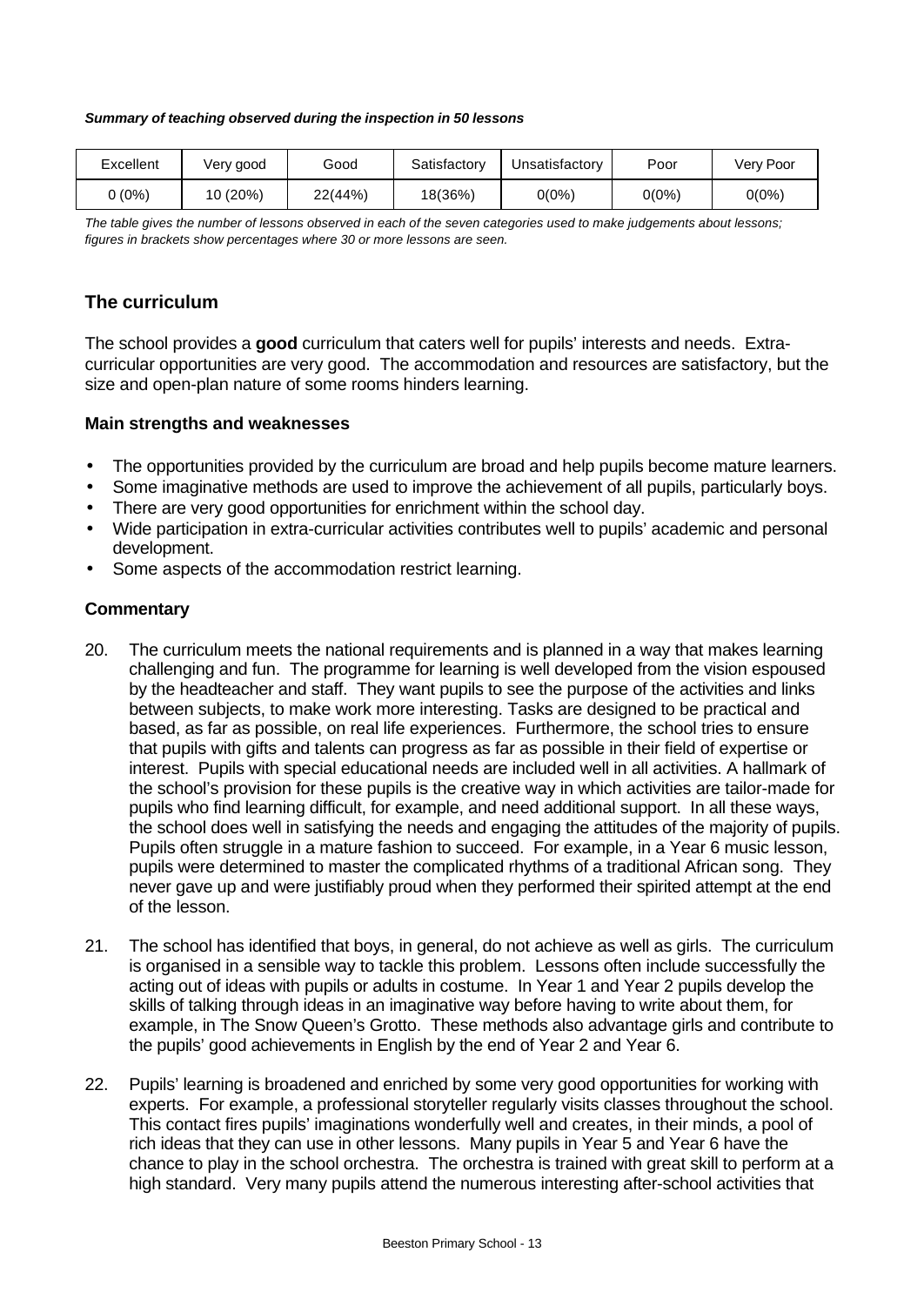***Summary of teaching observed during the inspection in 50 lessons***

| Excellent | Very good | Good | Satisfactory | Unsatisfactory | Poor | Very Poor |
|---|---|---|---|---|---|---|
| 0 (0%) | 10 (20%) | 22(44%) | 18(36%) | 0(0%) | 0(0%) | 0(0%) |

*The table gives the number of lessons observed in each of the seven categories used to make judgements about lessons; figures in brackets show percentages where 30 or more lessons are seen.*

## The curriculum

The school provides a **good** curriculum that caters well for pupils' interests and needs. Extra-curricular opportunities are very good. The accommodation and resources are satisfactory, but the size and open-plan nature of some rooms hinders learning.

### Main strengths and weaknesses

- The opportunities provided by the curriculum are broad and help pupils become mature learners.
- Some imaginative methods are used to improve the achievement of all pupils, particularly boys.
- There are very good opportunities for enrichment within the school day.
- Wide participation in extra-curricular activities contributes well to pupils' academic and personal development.
- Some aspects of the accommodation restrict learning.

### Commentary

20. The curriculum meets the national requirements and is planned in a way that makes learning challenging and fun. The programme for learning is well developed from the vision espoused by the headteacher and staff. They want pupils to see the purpose of the activities and links between subjects, to make work more interesting. Tasks are designed to be practical and based, as far as possible, on real life experiences. Furthermore, the school tries to ensure that pupils with gifts and talents can progress as far as possible in their field of expertise or interest. Pupils with special educational needs are included well in all activities. A hallmark of the school's provision for these pupils is the creative way in which activities are tailor-made for pupils who find learning difficult, for example, and need additional support. In all these ways, the school does well in satisfying the needs and engaging the attitudes of the majority of pupils. Pupils often struggle in a mature fashion to succeed. For example, in a Year 6 music lesson, pupils were determined to master the complicated rhythms of a traditional African song. They never gave up and were justifiably proud when they performed their spirited attempt at the end of the lesson.

21. The school has identified that boys, in general, do not achieve as well as girls. The curriculum is organised in a sensible way to tackle this problem. Lessons often include successfully the acting out of ideas with pupils or adults in costume. In Year 1 and Year 2 pupils develop the skills of talking through ideas in an imaginative way before having to write about them, for example, in The Snow Queen's Grotto. These methods also advantage girls and contribute to the pupils' good achievements in English by the end of Year 2 and Year 6.

22. Pupils' learning is broadened and enriched by some very good opportunities for working with experts. For example, a professional storyteller regularly visits classes throughout the school. This contact fires pupils' imaginations wonderfully well and creates, in their minds, a pool of rich ideas that they can use in other lessons. Many pupils in Year 5 and Year 6 have the chance to play in the school orchestra. The orchestra is trained with great skill to perform at a high standard. Very many pupils attend the numerous interesting after-school activities that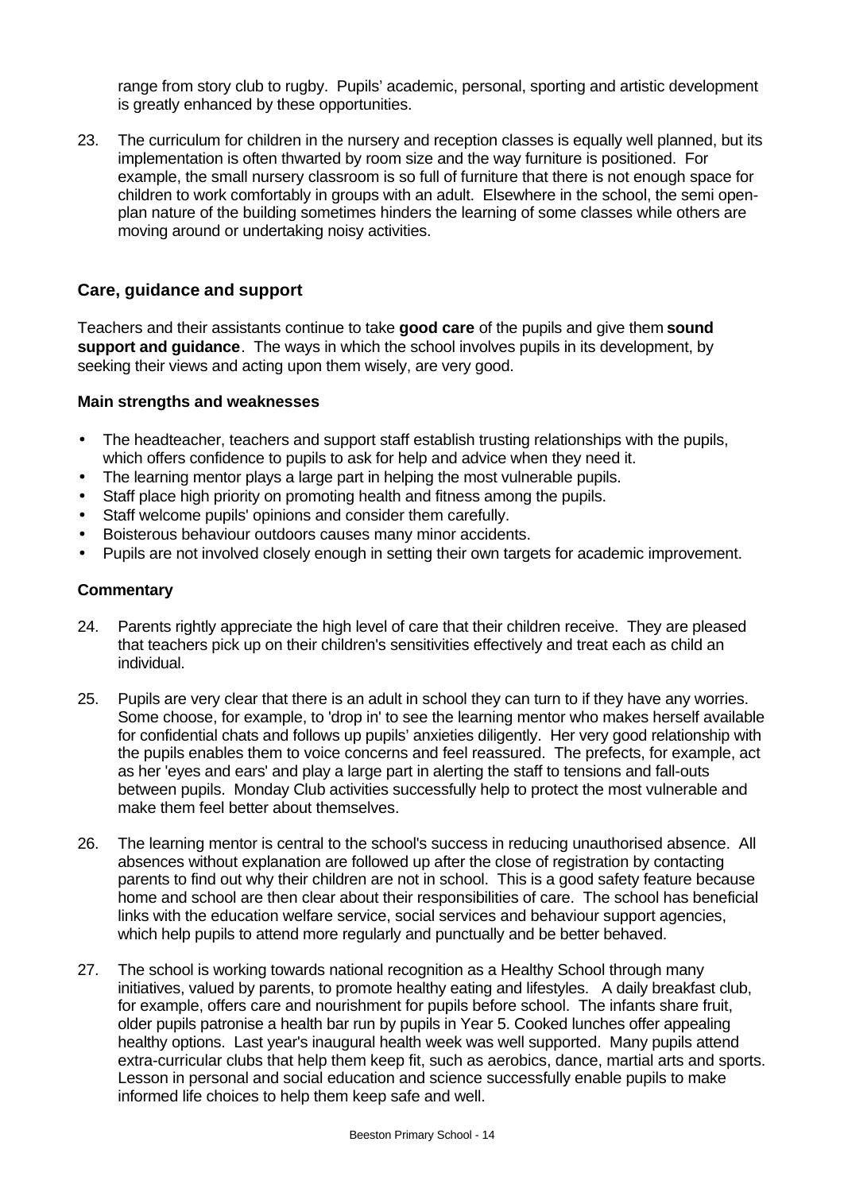range from story club to rugby. Pupils' academic, personal, sporting and artistic development is greatly enhanced by these opportunities.

23. The curriculum for children in the nursery and reception classes is equally well planned, but its implementation is often thwarted by room size and the way furniture is positioned. For example, the small nursery classroom is so full of furniture that there is not enough space for children to work comfortably in groups with an adult. Elsewhere in the school, the semi open-plan nature of the building sometimes hinders the learning of some classes while others are moving around or undertaking noisy activities.

## Care, guidance and support

Teachers and their assistants continue to take **good care** of the pupils and give them **sound support and guidance**. The ways in which the school involves pupils in its development, by seeking their views and acting upon them wisely, are very good.

### Main strengths and weaknesses

- The headteacher, teachers and support staff establish trusting relationships with the pupils, which offers confidence to pupils to ask for help and advice when they need it.
- The learning mentor plays a large part in helping the most vulnerable pupils.
- Staff place high priority on promoting health and fitness among the pupils.
- Staff welcome pupils' opinions and consider them carefully.
- Boisterous behaviour outdoors causes many minor accidents.
- Pupils are not involved closely enough in setting their own targets for academic improvement.

### Commentary

24. Parents rightly appreciate the high level of care that their children receive. They are pleased that teachers pick up on their children's sensitivities effectively and treat each as child an individual.

25. Pupils are very clear that there is an adult in school they can turn to if they have any worries. Some choose, for example, to 'drop in' to see the learning mentor who makes herself available for confidential chats and follows up pupils' anxieties diligently. Her very good relationship with the pupils enables them to voice concerns and feel reassured. The prefects, for example, act as her 'eyes and ears' and play a large part in alerting the staff to tensions and fall-outs between pupils. Monday Club activities successfully help to protect the most vulnerable and make them feel better about themselves.

26. The learning mentor is central to the school's success in reducing unauthorised absence. All absences without explanation are followed up after the close of registration by contacting parents to find out why their children are not in school. This is a good safety feature because home and school are then clear about their responsibilities of care. The school has beneficial links with the education welfare service, social services and behaviour support agencies, which help pupils to attend more regularly and punctually and be better behaved.

27. The school is working towards national recognition as a Healthy School through many initiatives, valued by parents, to promote healthy eating and lifestyles. A daily breakfast club, for example, offers care and nourishment for pupils before school. The infants share fruit, older pupils patronise a health bar run by pupils in Year 5. Cooked lunches offer appealing healthy options. Last year's inaugural health week was well supported. Many pupils attend extra-curricular clubs that help them keep fit, such as aerobics, dance, martial arts and sports. Lesson in personal and social education and science successfully enable pupils to make informed life choices to help them keep safe and well.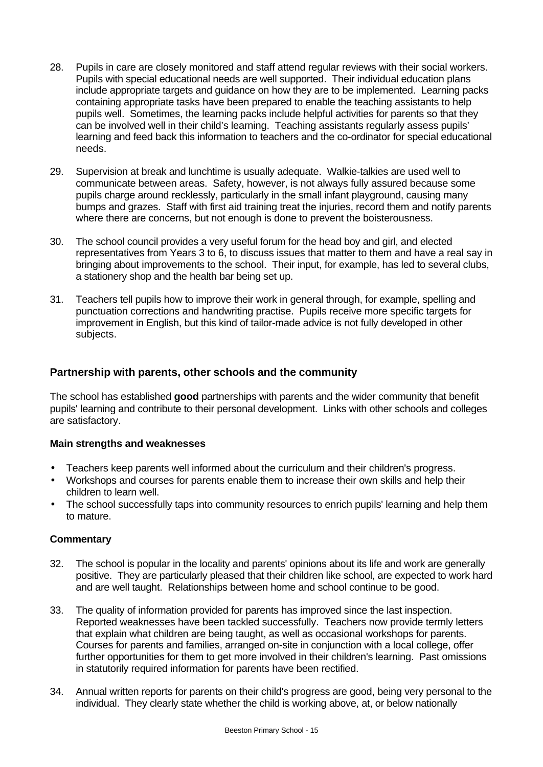28. Pupils in care are closely monitored and staff attend regular reviews with their social workers. Pupils with special educational needs are well supported. Their individual education plans include appropriate targets and guidance on how they are to be implemented. Learning packs containing appropriate tasks have been prepared to enable the teaching assistants to help pupils well. Sometimes, the learning packs include helpful activities for parents so that they can be involved well in their child's learning. Teaching assistants regularly assess pupils' learning and feed back this information to teachers and the co-ordinator for special educational needs.

29. Supervision at break and lunchtime is usually adequate. Walkie-talkies are used well to communicate between areas. Safety, however, is not always fully assured because some pupils charge around recklessly, particularly in the small infant playground, causing many bumps and grazes. Staff with first aid training treat the injuries, record them and notify parents where there are concerns, but not enough is done to prevent the boisterousness.

30. The school council provides a very useful forum for the head boy and girl, and elected representatives from Years 3 to 6, to discuss issues that matter to them and have a real say in bringing about improvements to the school. Their input, for example, has led to several clubs, a stationery shop and the health bar being set up.

31. Teachers tell pupils how to improve their work in general through, for example, spelling and punctuation corrections and handwriting practise. Pupils receive more specific targets for improvement in English, but this kind of tailor-made advice is not fully developed in other subjects.

## Partnership with parents, other schools and the community

The school has established **good** partnerships with parents and the wider community that benefit pupils' learning and contribute to their personal development. Links with other schools and colleges are satisfactory.

### Main strengths and weaknesses

- Teachers keep parents well informed about the curriculum and their children's progress.
- Workshops and courses for parents enable them to increase their own skills and help their children to learn well.
- The school successfully taps into community resources to enrich pupils' learning and help them to mature.

### Commentary

32. The school is popular in the locality and parents' opinions about its life and work are generally positive. They are particularly pleased that their children like school, are expected to work hard and are well taught. Relationships between home and school continue to be good.

33. The quality of information provided for parents has improved since the last inspection. Reported weaknesses have been tackled successfully. Teachers now provide termly letters that explain what children are being taught, as well as occasional workshops for parents. Courses for parents and families, arranged on-site in conjunction with a local college, offer further opportunities for them to get more involved in their children's learning. Past omissions in statutorily required information for parents have been rectified.

34. Annual written reports for parents on their child's progress are good, being very personal to the individual. They clearly state whether the child is working above, at, or below nationally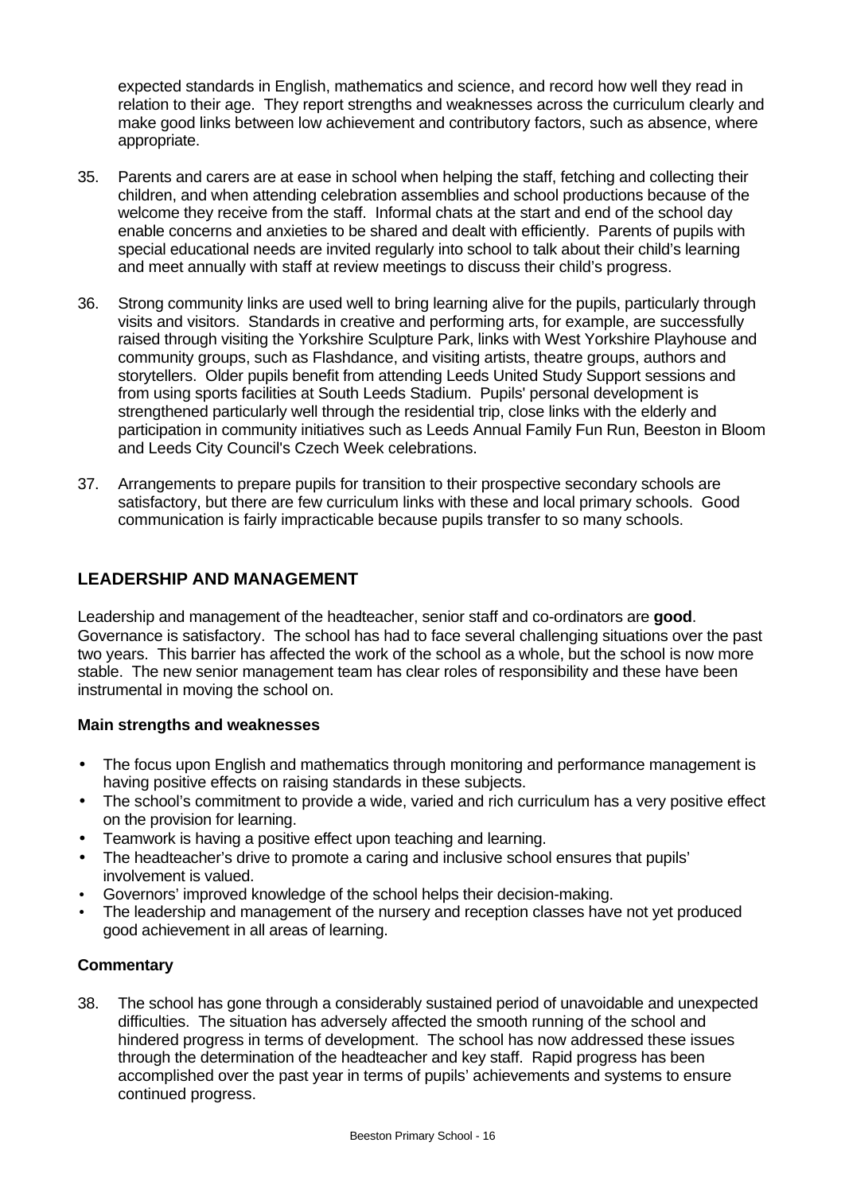expected standards in English, mathematics and science, and record how well they read in relation to their age. They report strengths and weaknesses across the curriculum clearly and make good links between low achievement and contributory factors, such as absence, where appropriate.

35. Parents and carers are at ease in school when helping the staff, fetching and collecting their children, and when attending celebration assemblies and school productions because of the welcome they receive from the staff. Informal chats at the start and end of the school day enable concerns and anxieties to be shared and dealt with efficiently. Parents of pupils with special educational needs are invited regularly into school to talk about their child's learning and meet annually with staff at review meetings to discuss their child's progress.

36. Strong community links are used well to bring learning alive for the pupils, particularly through visits and visitors. Standards in creative and performing arts, for example, are successfully raised through visiting the Yorkshire Sculpture Park, links with West Yorkshire Playhouse and community groups, such as Flashdance, and visiting artists, theatre groups, authors and storytellers. Older pupils benefit from attending Leeds United Study Support sessions and from using sports facilities at South Leeds Stadium. Pupils' personal development is strengthened particularly well through the residential trip, close links with the elderly and participation in community initiatives such as Leeds Annual Family Fun Run, Beeston in Bloom and Leeds City Council's Czech Week celebrations.

37. Arrangements to prepare pupils for transition to their prospective secondary schools are satisfactory, but there are few curriculum links with these and local primary schools. Good communication is fairly impracticable because pupils transfer to so many schools.

## LEADERSHIP AND MANAGEMENT

Leadership and management of the headteacher, senior staff and co-ordinators are **good**. Governance is satisfactory. The school has had to face several challenging situations over the past two years. This barrier has affected the work of the school as a whole, but the school is now more stable. The new senior management team has clear roles of responsibility and these have been instrumental in moving the school on.

### Main strengths and weaknesses

- The focus upon English and mathematics through monitoring and performance management is having positive effects on raising standards in these subjects.
- The school's commitment to provide a wide, varied and rich curriculum has a very positive effect on the provision for learning.
- Teamwork is having a positive effect upon teaching and learning.
- The headteacher's drive to promote a caring and inclusive school ensures that pupils' involvement is valued.
- Governors' improved knowledge of the school helps their decision-making.
- The leadership and management of the nursery and reception classes have not yet produced good achievement in all areas of learning.

### Commentary

38. The school has gone through a considerably sustained period of unavoidable and unexpected difficulties. The situation has adversely affected the smooth running of the school and hindered progress in terms of development. The school has now addressed these issues through the determination of the headteacher and key staff. Rapid progress has been accomplished over the past year in terms of pupils' achievements and systems to ensure continued progress.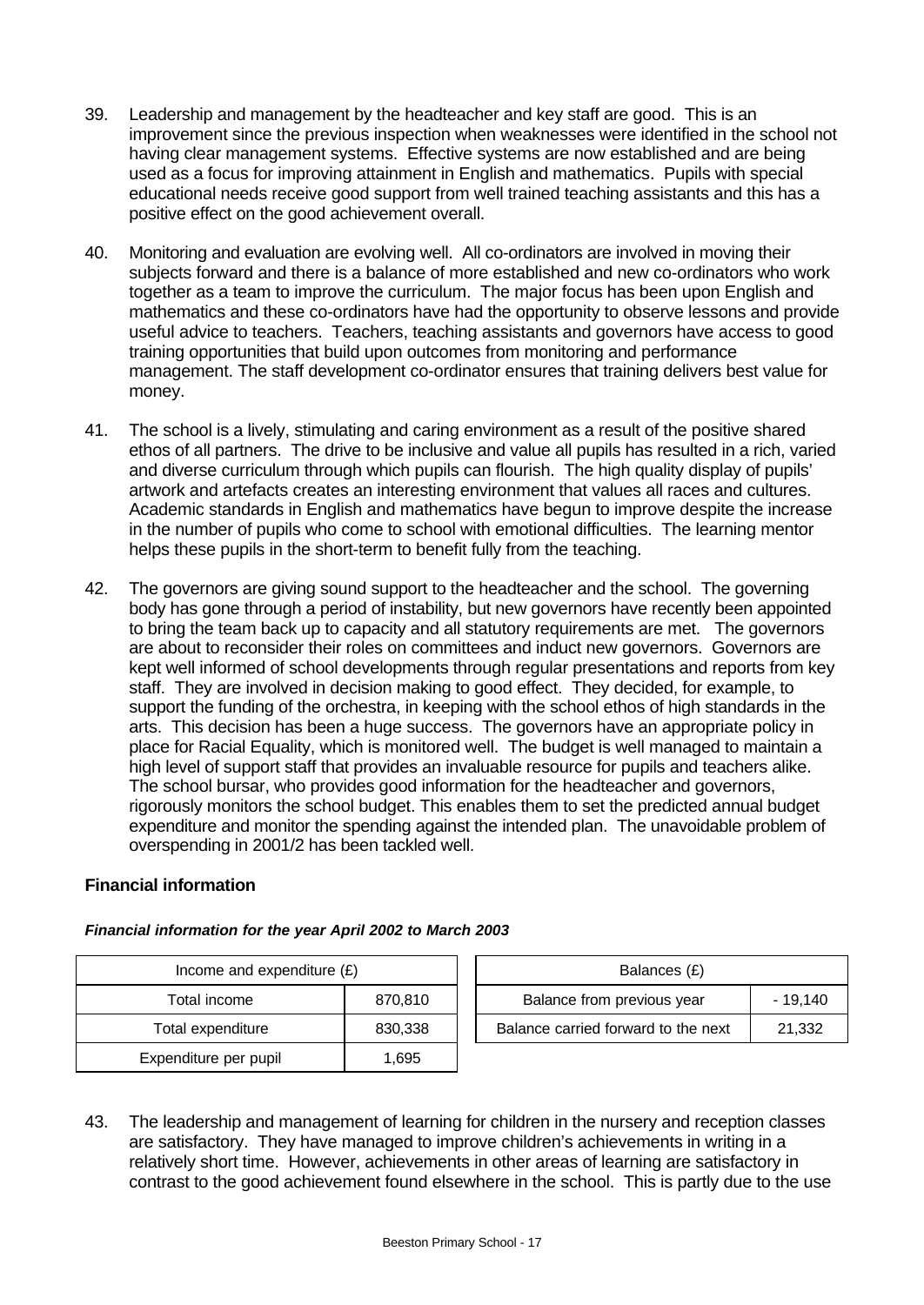39. Leadership and management by the headteacher and key staff are good. This is an improvement since the previous inspection when weaknesses were identified in the school not having clear management systems. Effective systems are now established and are being used as a focus for improving attainment in English and mathematics. Pupils with special educational needs receive good support from well trained teaching assistants and this has a positive effect on the good achievement overall.

40. Monitoring and evaluation are evolving well. All co-ordinators are involved in moving their subjects forward and there is a balance of more established and new co-ordinators who work together as a team to improve the curriculum. The major focus has been upon English and mathematics and these co-ordinators have had the opportunity to observe lessons and provide useful advice to teachers. Teachers, teaching assistants and governors have access to good training opportunities that build upon outcomes from monitoring and performance management. The staff development co-ordinator ensures that training delivers best value for money.

41. The school is a lively, stimulating and caring environment as a result of the positive shared ethos of all partners. The drive to be inclusive and value all pupils has resulted in a rich, varied and diverse curriculum through which pupils can flourish. The high quality display of pupils' artwork and artefacts creates an interesting environment that values all races and cultures. Academic standards in English and mathematics have begun to improve despite the increase in the number of pupils who come to school with emotional difficulties. The learning mentor helps these pupils in the short-term to benefit fully from the teaching.

42. The governors are giving sound support to the headteacher and the school. The governing body has gone through a period of instability, but new governors have recently been appointed to bring the team back up to capacity and all statutory requirements are met. The governors are about to reconsider their roles on committees and induct new governors. Governors are kept well informed of school developments through regular presentations and reports from key staff. They are involved in decision making to good effect. They decided, for example, to support the funding of the orchestra, in keeping with the school ethos of high standards in the arts. This decision has been a huge success. The governors have an appropriate policy in place for Racial Equality, which is monitored well. The budget is well managed to maintain a high level of support staff that provides an invaluable resource for pupils and teachers alike. The school bursar, who provides good information for the headteacher and governors, rigorously monitors the school budget. This enables them to set the predicted annual budget expenditure and monitor the spending against the intended plan. The unavoidable problem of overspending in 2001/2 has been tackled well.

### Financial information

***Financial information for the year April 2002 to March 2003***

| Income and expenditure (£) | |
|---|---|
| Total income | 870,810 |
| Total expenditure | 830,338 |
| Expenditure per pupil | 1,695 |

| Balances (£) | |
|---|---|
| Balance from previous year | - 19,140 |
| Balance carried forward to the next | 21,332 |

43. The leadership and management of learning for children in the nursery and reception classes are satisfactory. They have managed to improve children's achievements in writing in a relatively short time. However, achievements in other areas of learning are satisfactory in contrast to the good achievement found elsewhere in the school. This is partly due to the use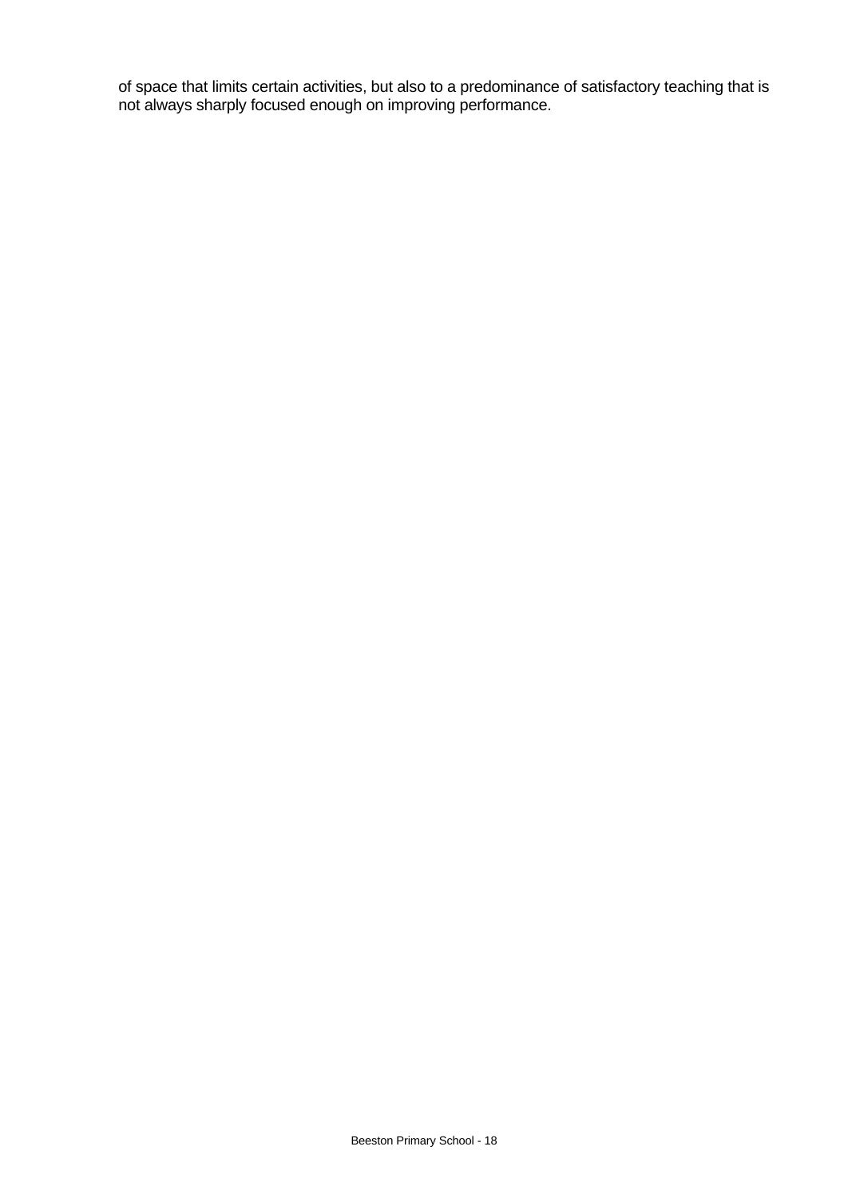of space that limits certain activities, but also to a predominance of satisfactory teaching that is not always sharply focused enough on improving performance.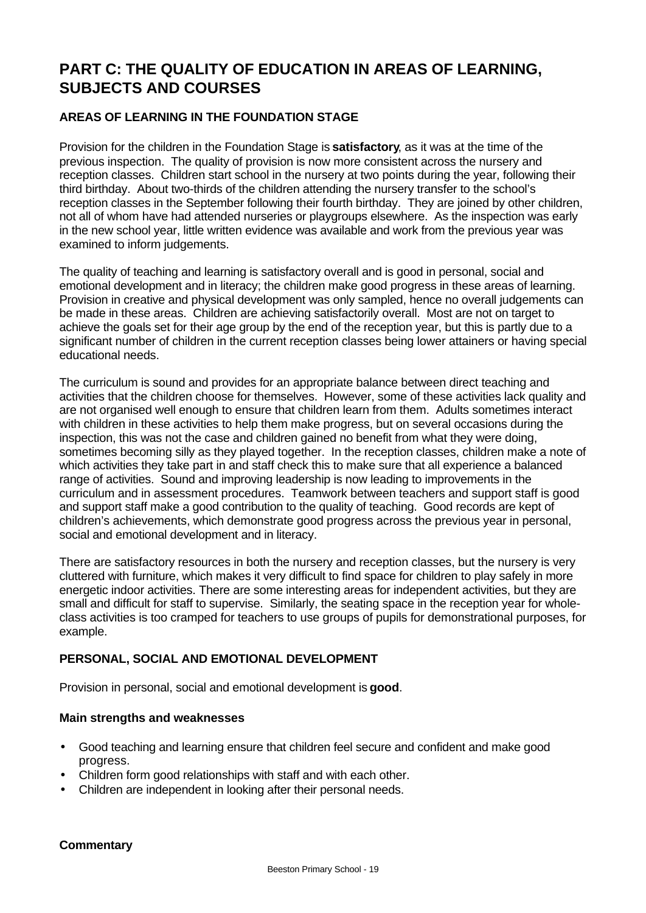# PART C: THE QUALITY OF EDUCATION IN AREAS OF LEARNING, SUBJECTS AND COURSES

## AREAS OF LEARNING IN THE FOUNDATION STAGE

Provision for the children in the Foundation Stage is **satisfactory**, as it was at the time of the previous inspection. The quality of provision is now more consistent across the nursery and reception classes. Children start school in the nursery at two points during the year, following their third birthday. About two-thirds of the children attending the nursery transfer to the school's reception classes in the September following their fourth birthday. They are joined by other children, not all of whom have had attended nurseries or playgroups elsewhere. As the inspection was early in the new school year, little written evidence was available and work from the previous year was examined to inform judgements.

The quality of teaching and learning is satisfactory overall and is good in personal, social and emotional development and in literacy; the children make good progress in these areas of learning. Provision in creative and physical development was only sampled, hence no overall judgements can be made in these areas. Children are achieving satisfactorily overall. Most are not on target to achieve the goals set for their age group by the end of the reception year, but this is partly due to a significant number of children in the current reception classes being lower attainers or having special educational needs.

The curriculum is sound and provides for an appropriate balance between direct teaching and activities that the children choose for themselves. However, some of these activities lack quality and are not organised well enough to ensure that children learn from them. Adults sometimes interact with children in these activities to help them make progress, but on several occasions during the inspection, this was not the case and children gained no benefit from what they were doing, sometimes becoming silly as they played together. In the reception classes, children make a note of which activities they take part in and staff check this to make sure that all experience a balanced range of activities. Sound and improving leadership is now leading to improvements in the curriculum and in assessment procedures. Teamwork between teachers and support staff is good and support staff make a good contribution to the quality of teaching. Good records are kept of children's achievements, which demonstrate good progress across the previous year in personal, social and emotional development and in literacy.

There are satisfactory resources in both the nursery and reception classes, but the nursery is very cluttered with furniture, which makes it very difficult to find space for children to play safely in more energetic indoor activities. There are some interesting areas for independent activities, but they are small and difficult for staff to supervise. Similarly, the seating space in the reception year for whole-class activities is too cramped for teachers to use groups of pupils for demonstrational purposes, for example.

## PERSONAL, SOCIAL AND EMOTIONAL DEVELOPMENT

Provision in personal, social and emotional development is **good**.

### Main strengths and weaknesses

- Good teaching and learning ensure that children feel secure and confident and make good progress.
- Children form good relationships with staff and with each other.
- Children are independent in looking after their personal needs.

### Commentary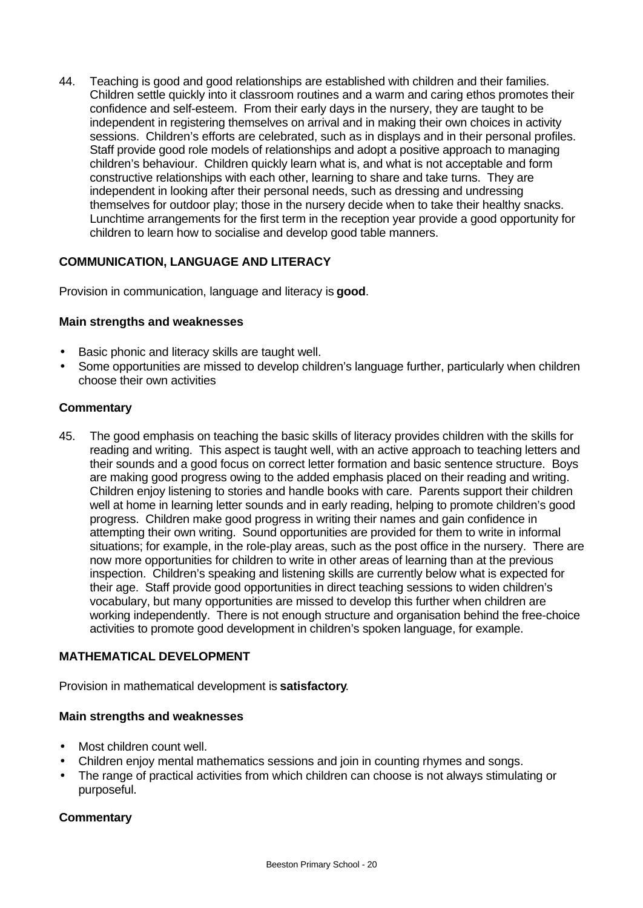44. Teaching is good and good relationships are established with children and their families. Children settle quickly into it classroom routines and a warm and caring ethos promotes their confidence and self-esteem. From their early days in the nursery, they are taught to be independent in registering themselves on arrival and in making their own choices in activity sessions. Children's efforts are celebrated, such as in displays and in their personal profiles. Staff provide good role models of relationships and adopt a positive approach to managing children's behaviour. Children quickly learn what is, and what is not acceptable and form constructive relationships with each other, learning to share and take turns. They are independent in looking after their personal needs, such as dressing and undressing themselves for outdoor play; those in the nursery decide when to take their healthy snacks. Lunchtime arrangements for the first term in the reception year provide a good opportunity for children to learn how to socialise and develop good table manners.

### COMMUNICATION, LANGUAGE AND LITERACY

Provision in communication, language and literacy is **good**.

#### Main strengths and weaknesses

- Basic phonic and literacy skills are taught well.
- Some opportunities are missed to develop children's language further, particularly when children choose their own activities

#### Commentary

45. The good emphasis on teaching the basic skills of literacy provides children with the skills for reading and writing. This aspect is taught well, with an active approach to teaching letters and their sounds and a good focus on correct letter formation and basic sentence structure. Boys are making good progress owing to the added emphasis placed on their reading and writing. Children enjoy listening to stories and handle books with care. Parents support their children well at home in learning letter sounds and in early reading, helping to promote children's good progress. Children make good progress in writing their names and gain confidence in attempting their own writing. Sound opportunities are provided for them to write in informal situations; for example, in the role-play areas, such as the post office in the nursery. There are now more opportunities for children to write in other areas of learning than at the previous inspection. Children's speaking and listening skills are currently below what is expected for their age. Staff provide good opportunities in direct teaching sessions to widen children's vocabulary, but many opportunities are missed to develop this further when children are working independently. There is not enough structure and organisation behind the free-choice activities to promote good development in children's spoken language, for example.

### MATHEMATICAL DEVELOPMENT

Provision in mathematical development is **satisfactory**.

#### Main strengths and weaknesses

- Most children count well.
- Children enjoy mental mathematics sessions and join in counting rhymes and songs.
- The range of practical activities from which children can choose is not always stimulating or purposeful.

#### Commentary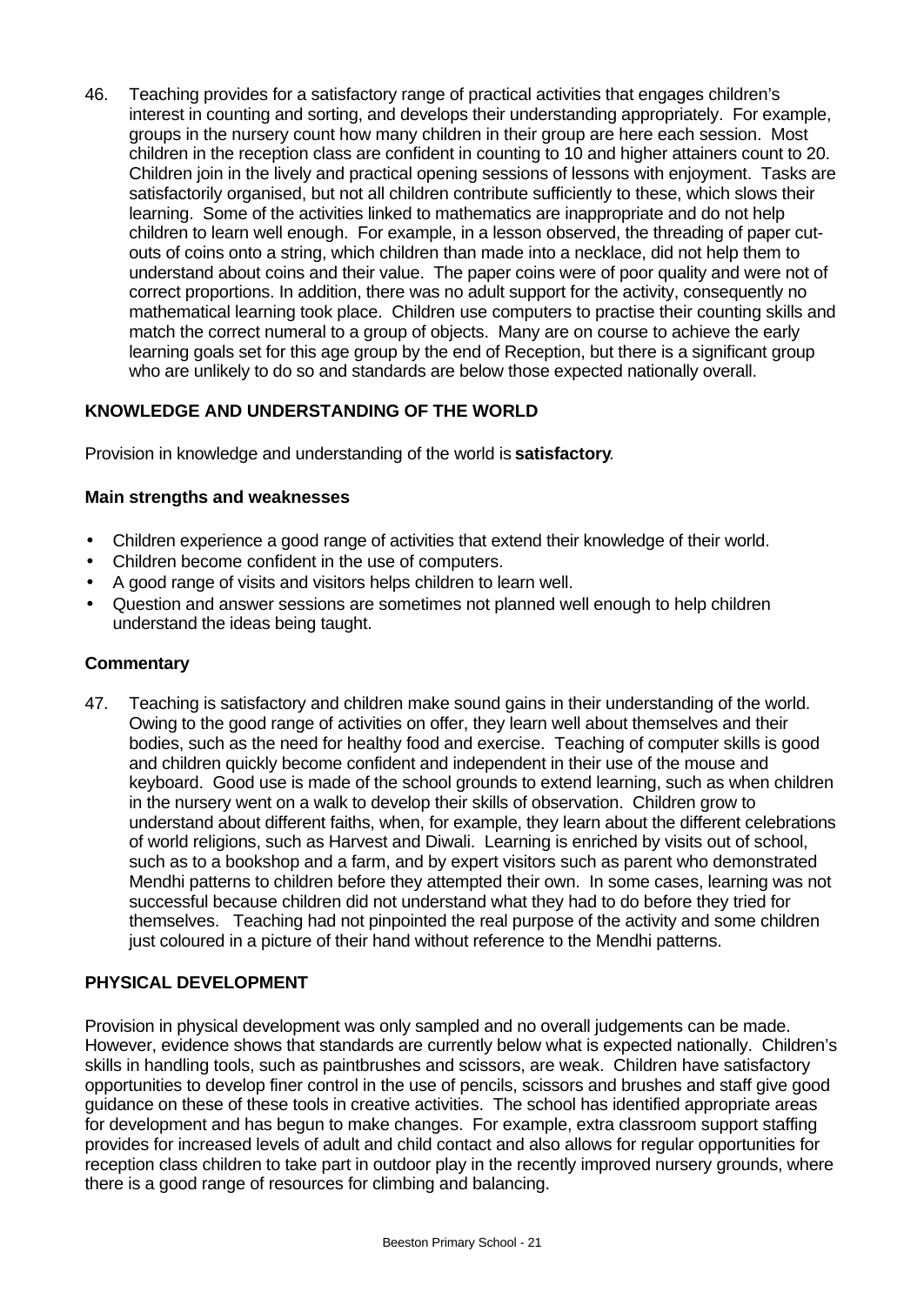46. Teaching provides for a satisfactory range of practical activities that engages children's interest in counting and sorting, and develops their understanding appropriately. For example, groups in the nursery count how many children in their group are here each session. Most children in the reception class are confident in counting to 10 and higher attainers count to 20. Children join in the lively and practical opening sessions of lessons with enjoyment. Tasks are satisfactorily organised, but not all children contribute sufficiently to these, which slows their learning. Some of the activities linked to mathematics are inappropriate and do not help children to learn well enough. For example, in a lesson observed, the threading of paper cut-outs of coins onto a string, which children than made into a necklace, did not help them to understand about coins and their value. The paper coins were of poor quality and were not of correct proportions. In addition, there was no adult support for the activity, consequently no mathematical learning took place. Children use computers to practise their counting skills and match the correct numeral to a group of objects. Many are on course to achieve the early learning goals set for this age group by the end of Reception, but there is a significant group who are unlikely to do so and standards are below those expected nationally overall.

## KNOWLEDGE AND UNDERSTANDING OF THE WORLD

Provision in knowledge and understanding of the world is **satisfactory**.

### Main strengths and weaknesses

- Children experience a good range of activities that extend their knowledge of their world.
- Children become confident in the use of computers.
- A good range of visits and visitors helps children to learn well.
- Question and answer sessions are sometimes not planned well enough to help children understand the ideas being taught.

### Commentary

47. Teaching is satisfactory and children make sound gains in their understanding of the world. Owing to the good range of activities on offer, they learn well about themselves and their bodies, such as the need for healthy food and exercise. Teaching of computer skills is good and children quickly become confident and independent in their use of the mouse and keyboard. Good use is made of the school grounds to extend learning, such as when children in the nursery went on a walk to develop their skills of observation. Children grow to understand about different faiths, when, for example, they learn about the different celebrations of world religions, such as Harvest and Diwali. Learning is enriched by visits out of school, such as to a bookshop and a farm, and by expert visitors such as parent who demonstrated Mendhi patterns to children before they attempted their own. In some cases, learning was not successful because children did not understand what they had to do before they tried for themselves. Teaching had not pinpointed the real purpose of the activity and some children just coloured in a picture of their hand without reference to the Mendhi patterns.

## PHYSICAL DEVELOPMENT

Provision in physical development was only sampled and no overall judgements can be made. However, evidence shows that standards are currently below what is expected nationally. Children's skills in handling tools, such as paintbrushes and scissors, are weak. Children have satisfactory opportunities to develop finer control in the use of pencils, scissors and brushes and staff give good guidance on these of these tools in creative activities. The school has identified appropriate areas for development and has begun to make changes. For example, extra classroom support staffing provides for increased levels of adult and child contact and also allows for regular opportunities for reception class children to take part in outdoor play in the recently improved nursery grounds, where there is a good range of resources for climbing and balancing.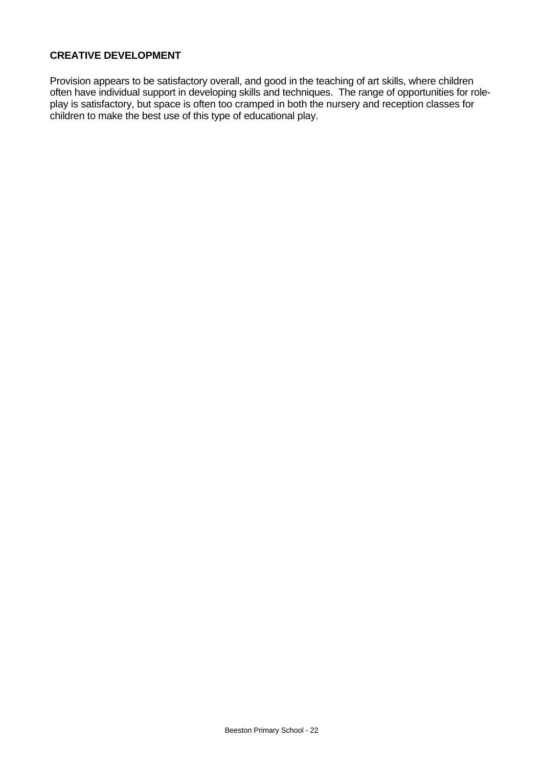**CREATIVE DEVELOPMENT**

Provision appears to be satisfactory overall, and good in the teaching of art skills, where children often have individual support in developing skills and techniques. The range of opportunities for role-play is satisfactory, but space is often too cramped in both the nursery and reception classes for children to make the best use of this type of educational play.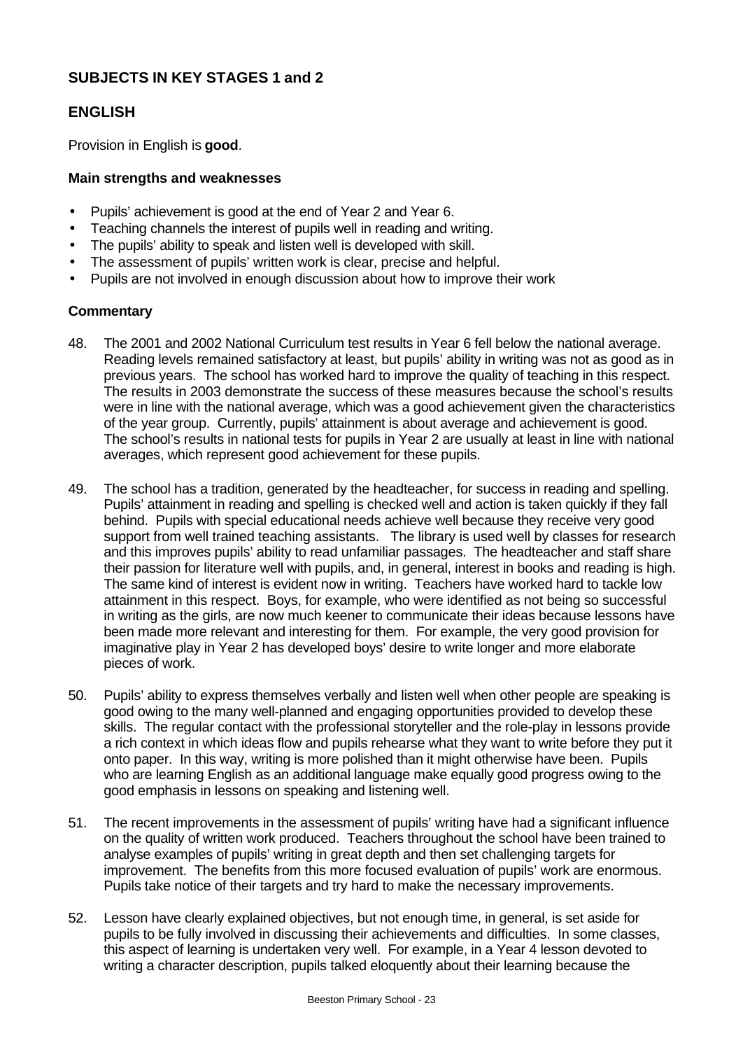## SUBJECTS IN KEY STAGES 1 and 2

## ENGLISH

Provision in English is **good**.

### Main strengths and weaknesses

- Pupils' achievement is good at the end of Year 2 and Year 6.
- Teaching channels the interest of pupils well in reading and writing.
- The pupils' ability to speak and listen well is developed with skill.
- The assessment of pupils' written work is clear, precise and helpful.
- Pupils are not involved in enough discussion about how to improve their work

### Commentary

48. The 2001 and 2002 National Curriculum test results in Year 6 fell below the national average. Reading levels remained satisfactory at least, but pupils' ability in writing was not as good as in previous years. The school has worked hard to improve the quality of teaching in this respect. The results in 2003 demonstrate the success of these measures because the school's results were in line with the national average, which was a good achievement given the characteristics of the year group. Currently, pupils' attainment is about average and achievement is good. The school's results in national tests for pupils in Year 2 are usually at least in line with national averages, which represent good achievement for these pupils.

49. The school has a tradition, generated by the headteacher, for success in reading and spelling. Pupils' attainment in reading and spelling is checked well and action is taken quickly if they fall behind. Pupils with special educational needs achieve well because they receive very good support from well trained teaching assistants. The library is used well by classes for research and this improves pupils' ability to read unfamiliar passages. The headteacher and staff share their passion for literature well with pupils, and, in general, interest in books and reading is high. The same kind of interest is evident now in writing. Teachers have worked hard to tackle low attainment in this respect. Boys, for example, who were identified as not being so successful in writing as the girls, are now much keener to communicate their ideas because lessons have been made more relevant and interesting for them. For example, the very good provision for imaginative play in Year 2 has developed boys' desire to write longer and more elaborate pieces of work.

50. Pupils' ability to express themselves verbally and listen well when other people are speaking is good owing to the many well-planned and engaging opportunities provided to develop these skills. The regular contact with the professional storyteller and the role-play in lessons provide a rich context in which ideas flow and pupils rehearse what they want to write before they put it onto paper. In this way, writing is more polished than it might otherwise have been. Pupils who are learning English as an additional language make equally good progress owing to the good emphasis in lessons on speaking and listening well.

51. The recent improvements in the assessment of pupils' writing have had a significant influence on the quality of written work produced. Teachers throughout the school have been trained to analyse examples of pupils' writing in great depth and then set challenging targets for improvement. The benefits from this more focused evaluation of pupils' work are enormous. Pupils take notice of their targets and try hard to make the necessary improvements.

52. Lesson have clearly explained objectives, but not enough time, in general, is set aside for pupils to be fully involved in discussing their achievements and difficulties. In some classes, this aspect of learning is undertaken very well. For example, in a Year 4 lesson devoted to writing a character description, pupils talked eloquently about their learning because the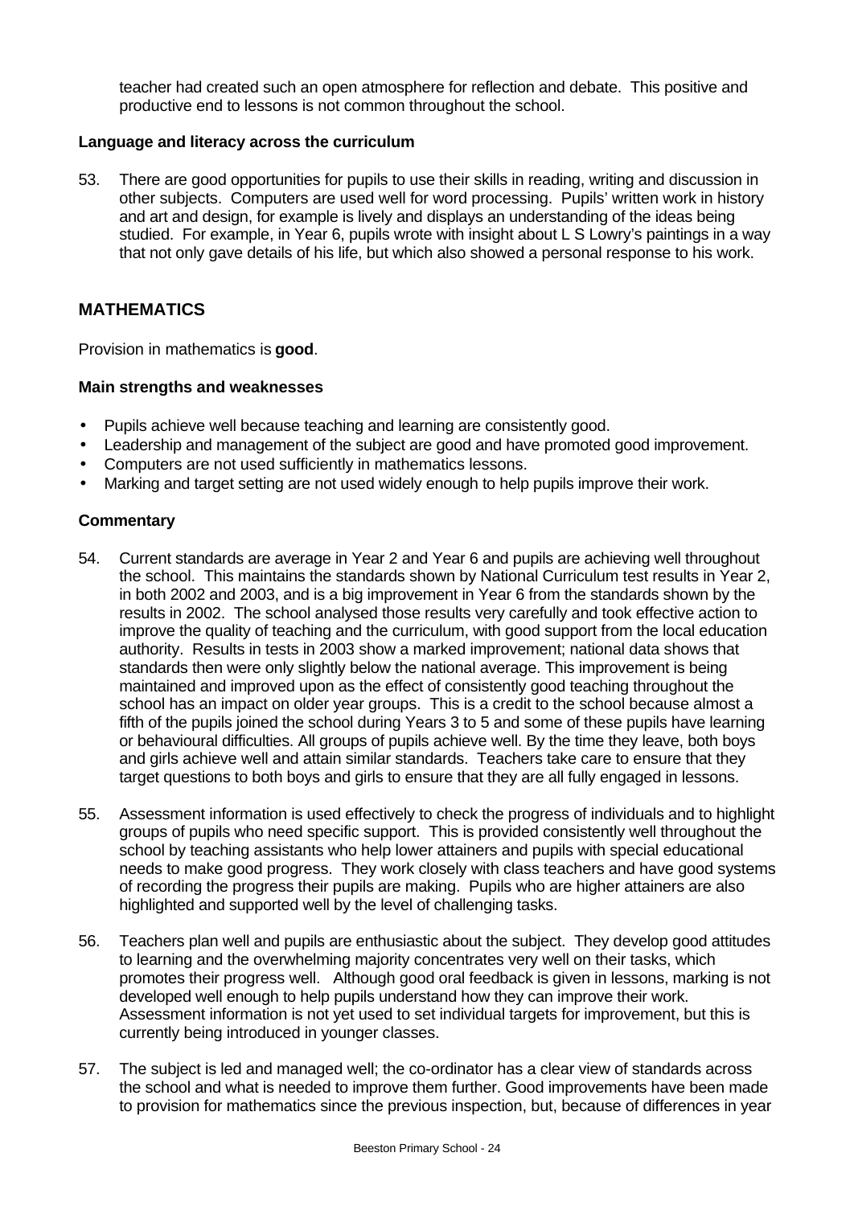teacher had created such an open atmosphere for reflection and debate. This positive and productive end to lessons is not common throughout the school.

**Language and literacy across the curriculum**

53. There are good opportunities for pupils to use their skills in reading, writing and discussion in other subjects. Computers are used well for word processing. Pupils' written work in history and art and design, for example is lively and displays an understanding of the ideas being studied. For example, in Year 6, pupils wrote with insight about L S Lowry's paintings in a way that not only gave details of his life, but which also showed a personal response to his work.

## MATHEMATICS

Provision in mathematics is **good**.

**Main strengths and weaknesses**

- Pupils achieve well because teaching and learning are consistently good.
- Leadership and management of the subject are good and have promoted good improvement.
- Computers are not used sufficiently in mathematics lessons.
- Marking and target setting are not used widely enough to help pupils improve their work.

**Commentary**

54. Current standards are average in Year 2 and Year 6 and pupils are achieving well throughout the school. This maintains the standards shown by National Curriculum test results in Year 2, in both 2002 and 2003, and is a big improvement in Year 6 from the standards shown by the results in 2002. The school analysed those results very carefully and took effective action to improve the quality of teaching and the curriculum, with good support from the local education authority. Results in tests in 2003 show a marked improvement; national data shows that standards then were only slightly below the national average. This improvement is being maintained and improved upon as the effect of consistently good teaching throughout the school has an impact on older year groups. This is a credit to the school because almost a fifth of the pupils joined the school during Years 3 to 5 and some of these pupils have learning or behavioural difficulties. All groups of pupils achieve well. By the time they leave, both boys and girls achieve well and attain similar standards. Teachers take care to ensure that they target questions to both boys and girls to ensure that they are all fully engaged in lessons.

55. Assessment information is used effectively to check the progress of individuals and to highlight groups of pupils who need specific support. This is provided consistently well throughout the school by teaching assistants who help lower attainers and pupils with special educational needs to make good progress. They work closely with class teachers and have good systems of recording the progress their pupils are making. Pupils who are higher attainers are also highlighted and supported well by the level of challenging tasks.

56. Teachers plan well and pupils are enthusiastic about the subject. They develop good attitudes to learning and the overwhelming majority concentrates very well on their tasks, which promotes their progress well. Although good oral feedback is given in lessons, marking is not developed well enough to help pupils understand how they can improve their work. Assessment information is not yet used to set individual targets for improvement, but this is currently being introduced in younger classes.

57. The subject is led and managed well; the co-ordinator has a clear view of standards across the school and what is needed to improve them further. Good improvements have been made to provision for mathematics since the previous inspection, but, because of differences in year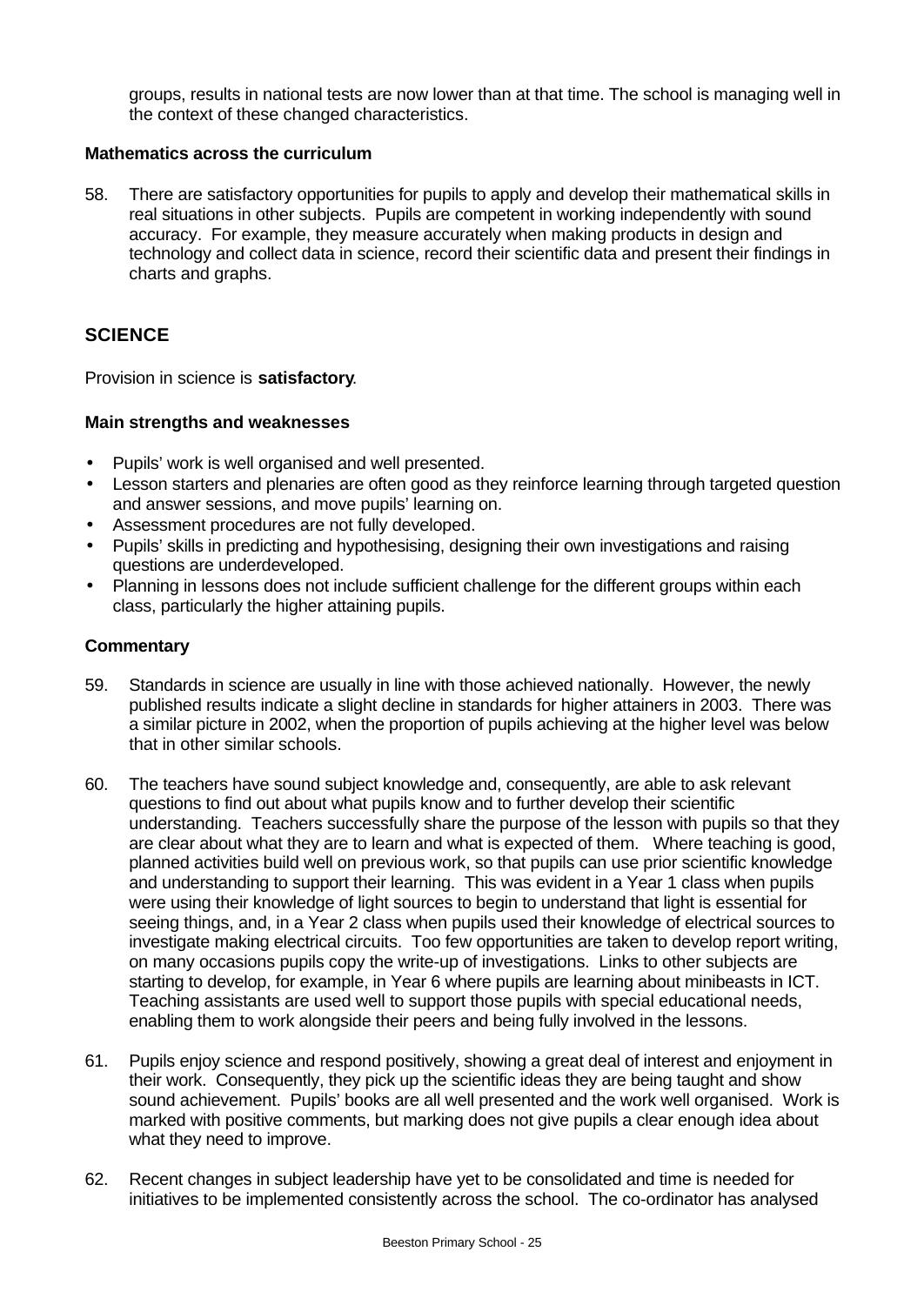groups, results in national tests are now lower than at that time. The school is managing well in the context of these changed characteristics.

#### Mathematics across the curriculum

58. There are satisfactory opportunities for pupils to apply and develop their mathematical skills in real situations in other subjects. Pupils are competent in working independently with sound accuracy. For example, they measure accurately when making products in design and technology and collect data in science, record their scientific data and present their findings in charts and graphs.

## SCIENCE

Provision in science is **satisfactory**.

#### Main strengths and weaknesses

- Pupils' work is well organised and well presented.
- Lesson starters and plenaries are often good as they reinforce learning through targeted question and answer sessions, and move pupils' learning on.
- Assessment procedures are not fully developed.
- Pupils' skills in predicting and hypothesising, designing their own investigations and raising questions are underdeveloped.
- Planning in lessons does not include sufficient challenge for the different groups within each class, particularly the higher attaining pupils.

#### Commentary

59. Standards in science are usually in line with those achieved nationally. However, the newly published results indicate a slight decline in standards for higher attainers in 2003. There was a similar picture in 2002, when the proportion of pupils achieving at the higher level was below that in other similar schools.

60. The teachers have sound subject knowledge and, consequently, are able to ask relevant questions to find out about what pupils know and to further develop their scientific understanding. Teachers successfully share the purpose of the lesson with pupils so that they are clear about what they are to learn and what is expected of them. Where teaching is good, planned activities build well on previous work, so that pupils can use prior scientific knowledge and understanding to support their learning. This was evident in a Year 1 class when pupils were using their knowledge of light sources to begin to understand that light is essential for seeing things, and, in a Year 2 class when pupils used their knowledge of electrical sources to investigate making electrical circuits. Too few opportunities are taken to develop report writing, on many occasions pupils copy the write-up of investigations. Links to other subjects are starting to develop, for example, in Year 6 where pupils are learning about minibeasts in ICT. Teaching assistants are used well to support those pupils with special educational needs, enabling them to work alongside their peers and being fully involved in the lessons.

61. Pupils enjoy science and respond positively, showing a great deal of interest and enjoyment in their work. Consequently, they pick up the scientific ideas they are being taught and show sound achievement. Pupils' books are all well presented and the work well organised. Work is marked with positive comments, but marking does not give pupils a clear enough idea about what they need to improve.

62. Recent changes in subject leadership have yet to be consolidated and time is needed for initiatives to be implemented consistently across the school. The co-ordinator has analysed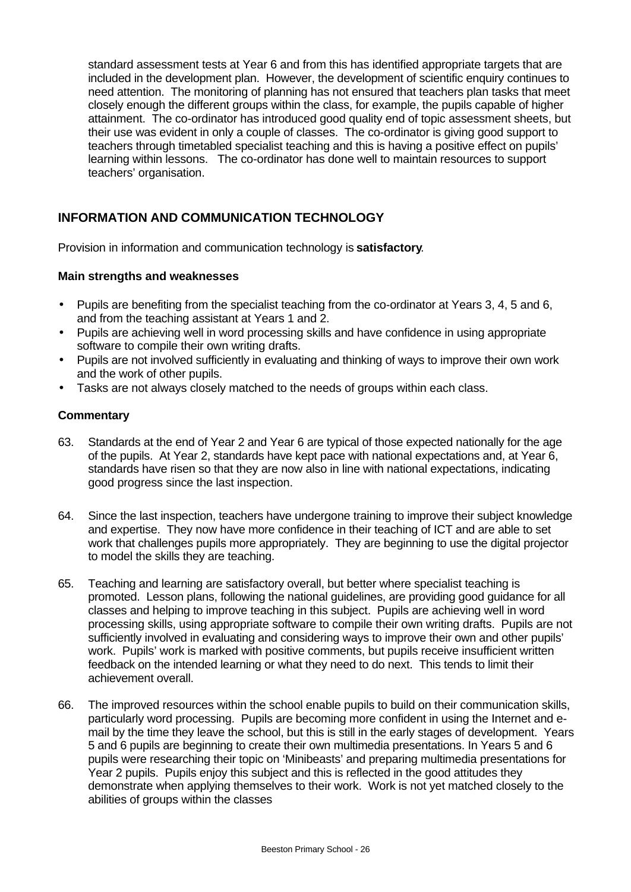standard assessment tests at Year 6 and from this has identified appropriate targets that are included in the development plan. However, the development of scientific enquiry continues to need attention. The monitoring of planning has not ensured that teachers plan tasks that meet closely enough the different groups within the class, for example, the pupils capable of higher attainment. The co-ordinator has introduced good quality end of topic assessment sheets, but their use was evident in only a couple of classes. The co-ordinator is giving good support to teachers through timetabled specialist teaching and this is having a positive effect on pupils' learning within lessons. The co-ordinator has done well to maintain resources to support teachers' organisation.

## INFORMATION AND COMMUNICATION TECHNOLOGY

Provision in information and communication technology is **satisfactory**.

### Main strengths and weaknesses

- Pupils are benefiting from the specialist teaching from the co-ordinator at Years 3, 4, 5 and 6, and from the teaching assistant at Years 1 and 2.
- Pupils are achieving well in word processing skills and have confidence in using appropriate software to compile their own writing drafts.
- Pupils are not involved sufficiently in evaluating and thinking of ways to improve their own work and the work of other pupils.
- Tasks are not always closely matched to the needs of groups within each class.

### Commentary

63. Standards at the end of Year 2 and Year 6 are typical of those expected nationally for the age of the pupils. At Year 2, standards have kept pace with national expectations and, at Year 6, standards have risen so that they are now also in line with national expectations, indicating good progress since the last inspection.

64. Since the last inspection, teachers have undergone training to improve their subject knowledge and expertise. They now have more confidence in their teaching of ICT and are able to set work that challenges pupils more appropriately. They are beginning to use the digital projector to model the skills they are teaching.

65. Teaching and learning are satisfactory overall, but better where specialist teaching is promoted. Lesson plans, following the national guidelines, are providing good guidance for all classes and helping to improve teaching in this subject. Pupils are achieving well in word processing skills, using appropriate software to compile their own writing drafts. Pupils are not sufficiently involved in evaluating and considering ways to improve their own and other pupils' work. Pupils' work is marked with positive comments, but pupils receive insufficient written feedback on the intended learning or what they need to do next. This tends to limit their achievement overall.

66. The improved resources within the school enable pupils to build on their communication skills, particularly word processing. Pupils are becoming more confident in using the Internet and e-mail by the time they leave the school, but this is still in the early stages of development. Years 5 and 6 pupils are beginning to create their own multimedia presentations. In Years 5 and 6 pupils were researching their topic on 'Minibeasts' and preparing multimedia presentations for Year 2 pupils. Pupils enjoy this subject and this is reflected in the good attitudes they demonstrate when applying themselves to their work. Work is not yet matched closely to the abilities of groups within the classes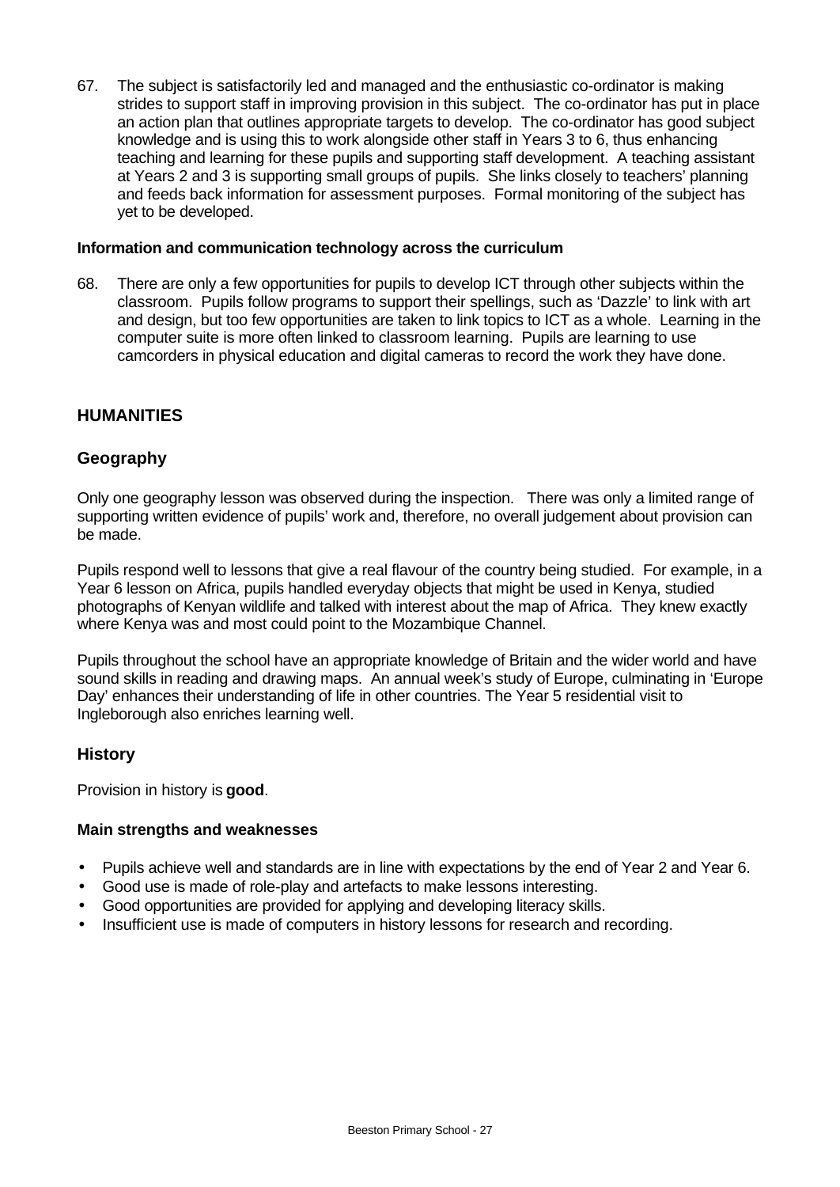67. The subject is satisfactorily led and managed and the enthusiastic co-ordinator is making strides to support staff in improving provision in this subject. The co-ordinator has put in place an action plan that outlines appropriate targets to develop. The co-ordinator has good subject knowledge and is using this to work alongside other staff in Years 3 to 6, thus enhancing teaching and learning for these pupils and supporting staff development. A teaching assistant at Years 2 and 3 is supporting small groups of pupils. She links closely to teachers' planning and feeds back information for assessment purposes. Formal monitoring of the subject has yet to be developed.

**Information and communication technology across the curriculum**

68. There are only a few opportunities for pupils to develop ICT through other subjects within the classroom. Pupils follow programs to support their spellings, such as 'Dazzle' to link with art and design, but too few opportunities are taken to link topics to ICT as a whole. Learning in the computer suite is more often linked to classroom learning. Pupils are learning to use camcorders in physical education and digital cameras to record the work they have done.

## HUMANITIES

### Geography

Only one geography lesson was observed during the inspection. There was only a limited range of supporting written evidence of pupils' work and, therefore, no overall judgement about provision can be made.

Pupils respond well to lessons that give a real flavour of the country being studied. For example, in a Year 6 lesson on Africa, pupils handled everyday objects that might be used in Kenya, studied photographs of Kenyan wildlife and talked with interest about the map of Africa. They knew exactly where Kenya was and most could point to the Mozambique Channel.

Pupils throughout the school have an appropriate knowledge of Britain and the wider world and have sound skills in reading and drawing maps. An annual week's study of Europe, culminating in 'Europe Day' enhances their understanding of life in other countries. The Year 5 residential visit to Ingleborough also enriches learning well.

### History

Provision in history is **good**.

**Main strengths and weaknesses**

- Pupils achieve well and standards are in line with expectations by the end of Year 2 and Year 6.
- Good use is made of role-play and artefacts to make lessons interesting.
- Good opportunities are provided for applying and developing literacy skills.
- Insufficient use is made of computers in history lessons for research and recording.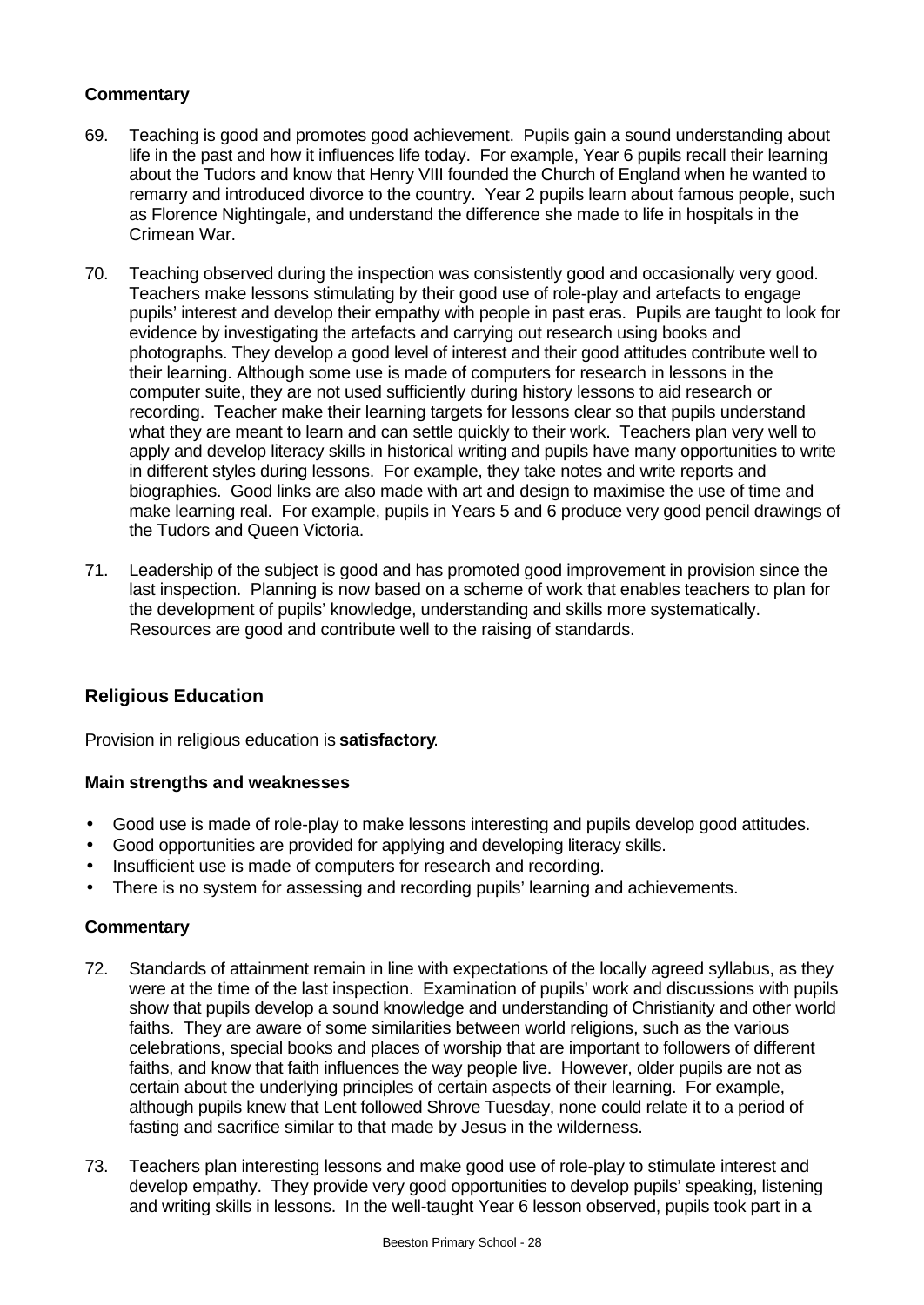### Commentary

69. Teaching is good and promotes good achievement. Pupils gain a sound understanding about life in the past and how it influences life today. For example, Year 6 pupils recall their learning about the Tudors and know that Henry VIII founded the Church of England when he wanted to remarry and introduced divorce to the country. Year 2 pupils learn about famous people, such as Florence Nightingale, and understand the difference she made to life in hospitals in the Crimean War.

70. Teaching observed during the inspection was consistently good and occasionally very good. Teachers make lessons stimulating by their good use of role-play and artefacts to engage pupils' interest and develop their empathy with people in past eras. Pupils are taught to look for evidence by investigating the artefacts and carrying out research using books and photographs. They develop a good level of interest and their good attitudes contribute well to their learning. Although some use is made of computers for research in lessons in the computer suite, they are not used sufficiently during history lessons to aid research or recording. Teacher make their learning targets for lessons clear so that pupils understand what they are meant to learn and can settle quickly to their work. Teachers plan very well to apply and develop literacy skills in historical writing and pupils have many opportunities to write in different styles during lessons. For example, they take notes and write reports and biographies. Good links are also made with art and design to maximise the use of time and make learning real. For example, pupils in Years 5 and 6 produce very good pencil drawings of the Tudors and Queen Victoria.

71. Leadership of the subject is good and has promoted good improvement in provision since the last inspection. Planning is now based on a scheme of work that enables teachers to plan for the development of pupils' knowledge, understanding and skills more systematically. Resources are good and contribute well to the raising of standards.

## Religious Education

Provision in religious education is **satisfactory**.

### Main strengths and weaknesses

- Good use is made of role-play to make lessons interesting and pupils develop good attitudes.
- Good opportunities are provided for applying and developing literacy skills.
- Insufficient use is made of computers for research and recording.
- There is no system for assessing and recording pupils' learning and achievements.

### Commentary

72. Standards of attainment remain in line with expectations of the locally agreed syllabus, as they were at the time of the last inspection. Examination of pupils' work and discussions with pupils show that pupils develop a sound knowledge and understanding of Christianity and other world faiths. They are aware of some similarities between world religions, such as the various celebrations, special books and places of worship that are important to followers of different faiths, and know that faith influences the way people live. However, older pupils are not as certain about the underlying principles of certain aspects of their learning. For example, although pupils knew that Lent followed Shrove Tuesday, none could relate it to a period of fasting and sacrifice similar to that made by Jesus in the wilderness.

73. Teachers plan interesting lessons and make good use of role-play to stimulate interest and develop empathy. They provide very good opportunities to develop pupils' speaking, listening and writing skills in lessons. In the well-taught Year 6 lesson observed, pupils took part in a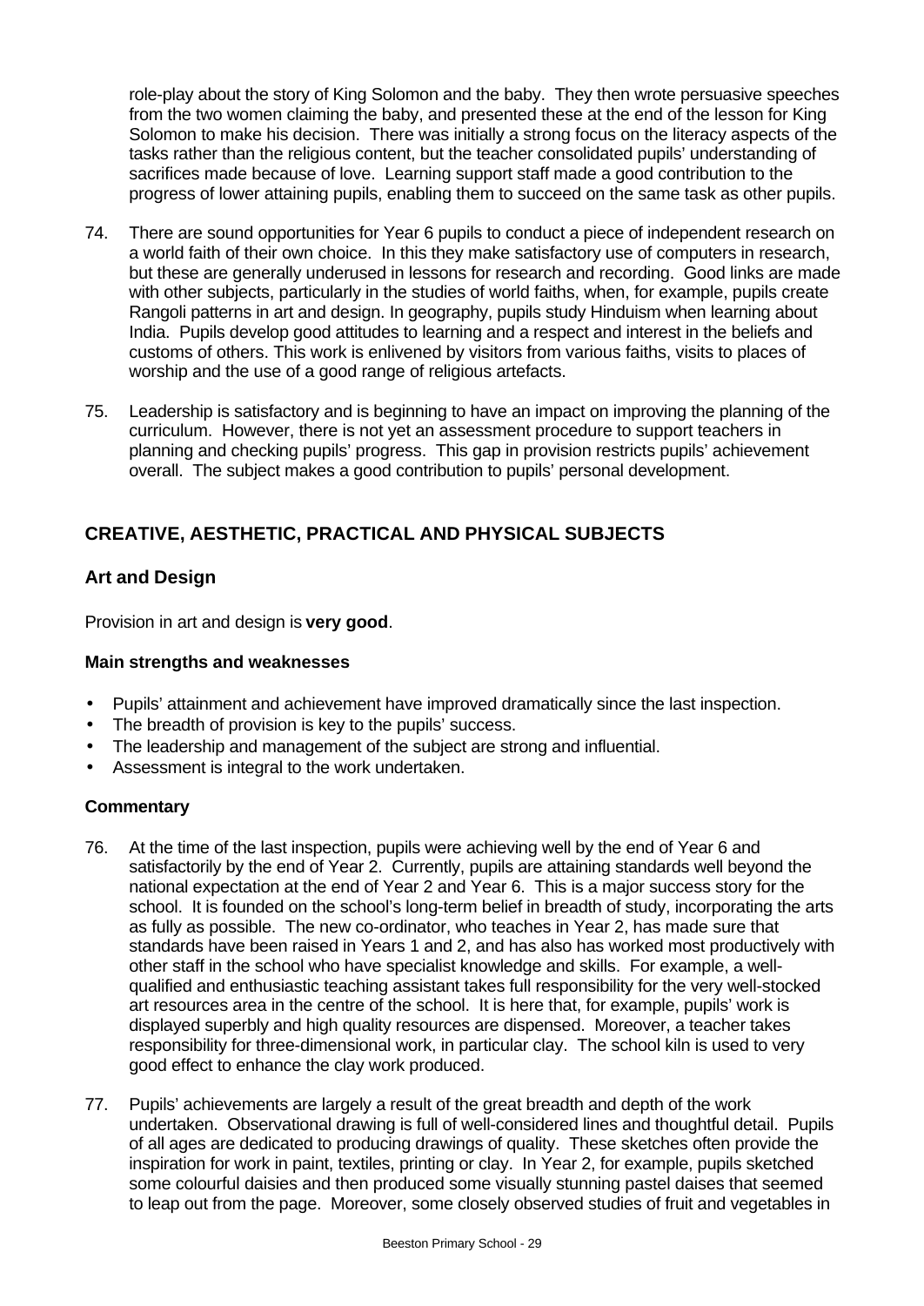role-play about the story of King Solomon and the baby. They then wrote persuasive speeches from the two women claiming the baby, and presented these at the end of the lesson for King Solomon to make his decision. There was initially a strong focus on the literacy aspects of the tasks rather than the religious content, but the teacher consolidated pupils' understanding of sacrifices made because of love. Learning support staff made a good contribution to the progress of lower attaining pupils, enabling them to succeed on the same task as other pupils.

74. There are sound opportunities for Year 6 pupils to conduct a piece of independent research on a world faith of their own choice. In this they make satisfactory use of computers in research, but these are generally underused in lessons for research and recording. Good links are made with other subjects, particularly in the studies of world faiths, when, for example, pupils create Rangoli patterns in art and design. In geography, pupils study Hinduism when learning about India. Pupils develop good attitudes to learning and a respect and interest in the beliefs and customs of others. This work is enlivened by visitors from various faiths, visits to places of worship and the use of a good range of religious artefacts.

75. Leadership is satisfactory and is beginning to have an impact on improving the planning of the curriculum. However, there is not yet an assessment procedure to support teachers in planning and checking pupils' progress. This gap in provision restricts pupils' achievement overall. The subject makes a good contribution to pupils' personal development.

## CREATIVE, AESTHETIC, PRACTICAL AND PHYSICAL SUBJECTS

### Art and Design

Provision in art and design is **very good**.

#### Main strengths and weaknesses

- Pupils' attainment and achievement have improved dramatically since the last inspection.
- The breadth of provision is key to the pupils' success.
- The leadership and management of the subject are strong and influential.
- Assessment is integral to the work undertaken.

#### Commentary

76. At the time of the last inspection, pupils were achieving well by the end of Year 6 and satisfactorily by the end of Year 2. Currently, pupils are attaining standards well beyond the national expectation at the end of Year 2 and Year 6. This is a major success story for the school. It is founded on the school's long-term belief in breadth of study, incorporating the arts as fully as possible. The new co-ordinator, who teaches in Year 2, has made sure that standards have been raised in Years 1 and 2, and has also has worked most productively with other staff in the school who have specialist knowledge and skills. For example, a well-qualified and enthusiastic teaching assistant takes full responsibility for the very well-stocked art resources area in the centre of the school. It is here that, for example, pupils' work is displayed superbly and high quality resources are dispensed. Moreover, a teacher takes responsibility for three-dimensional work, in particular clay. The school kiln is used to very good effect to enhance the clay work produced.

77. Pupils' achievements are largely a result of the great breadth and depth of the work undertaken. Observational drawing is full of well-considered lines and thoughtful detail. Pupils of all ages are dedicated to producing drawings of quality. These sketches often provide the inspiration for work in paint, textiles, printing or clay. In Year 2, for example, pupils sketched some colourful daisies and then produced some visually stunning pastel daises that seemed to leap out from the page. Moreover, some closely observed studies of fruit and vegetables in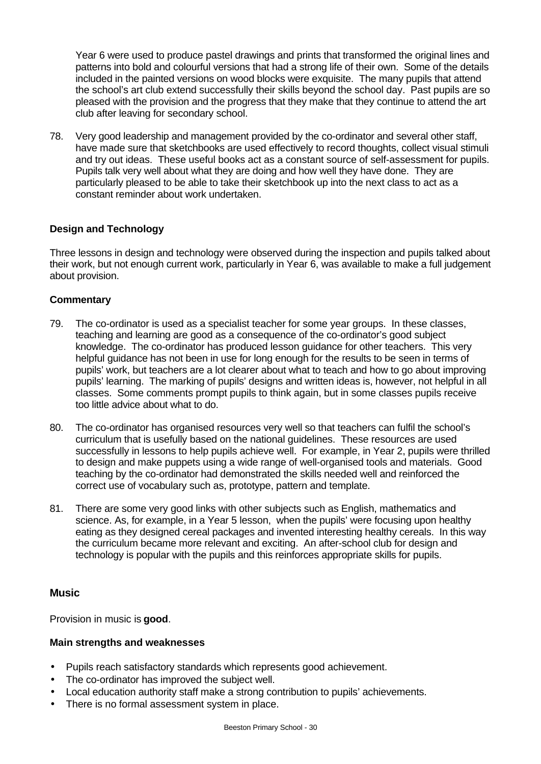Year 6 were used to produce pastel drawings and prints that transformed the original lines and patterns into bold and colourful versions that had a strong life of their own. Some of the details included in the painted versions on wood blocks were exquisite. The many pupils that attend the school's art club extend successfully their skills beyond the school day. Past pupils are so pleased with the provision and the progress that they make that they continue to attend the art club after leaving for secondary school.

78. Very good leadership and management provided by the co-ordinator and several other staff, have made sure that sketchbooks are used effectively to record thoughts, collect visual stimuli and try out ideas. These useful books act as a constant source of self-assessment for pupils. Pupils talk very well about what they are doing and how well they have done. They are particularly pleased to be able to take their sketchbook up into the next class to act as a constant reminder about work undertaken.

### Design and Technology

Three lessons in design and technology were observed during the inspection and pupils talked about their work, but not enough current work, particularly in Year 6, was available to make a full judgement about provision.

#### Commentary

79. The co-ordinator is used as a specialist teacher for some year groups. In these classes, teaching and learning are good as a consequence of the co-ordinator's good subject knowledge. The co-ordinator has produced lesson guidance for other teachers. This very helpful guidance has not been in use for long enough for the results to be seen in terms of pupils' work, but teachers are a lot clearer about what to teach and how to go about improving pupils' learning. The marking of pupils' designs and written ideas is, however, not helpful in all classes. Some comments prompt pupils to think again, but in some classes pupils receive too little advice about what to do.

80. The co-ordinator has organised resources very well so that teachers can fulfil the school's curriculum that is usefully based on the national guidelines. These resources are used successfully in lessons to help pupils achieve well. For example, in Year 2, pupils were thrilled to design and make puppets using a wide range of well-organised tools and materials. Good teaching by the co-ordinator had demonstrated the skills needed well and reinforced the correct use of vocabulary such as, prototype, pattern and template.

81. There are some very good links with other subjects such as English, mathematics and science. As, for example, in a Year 5 lesson, when the pupils' were focusing upon healthy eating as they designed cereal packages and invented interesting healthy cereals. In this way the curriculum became more relevant and exciting. An after-school club for design and technology is popular with the pupils and this reinforces appropriate skills for pupils.

### Music

Provision in music is **good**.

#### Main strengths and weaknesses

- Pupils reach satisfactory standards which represents good achievement.
- The co-ordinator has improved the subject well.
- Local education authority staff make a strong contribution to pupils' achievements.
- There is no formal assessment system in place.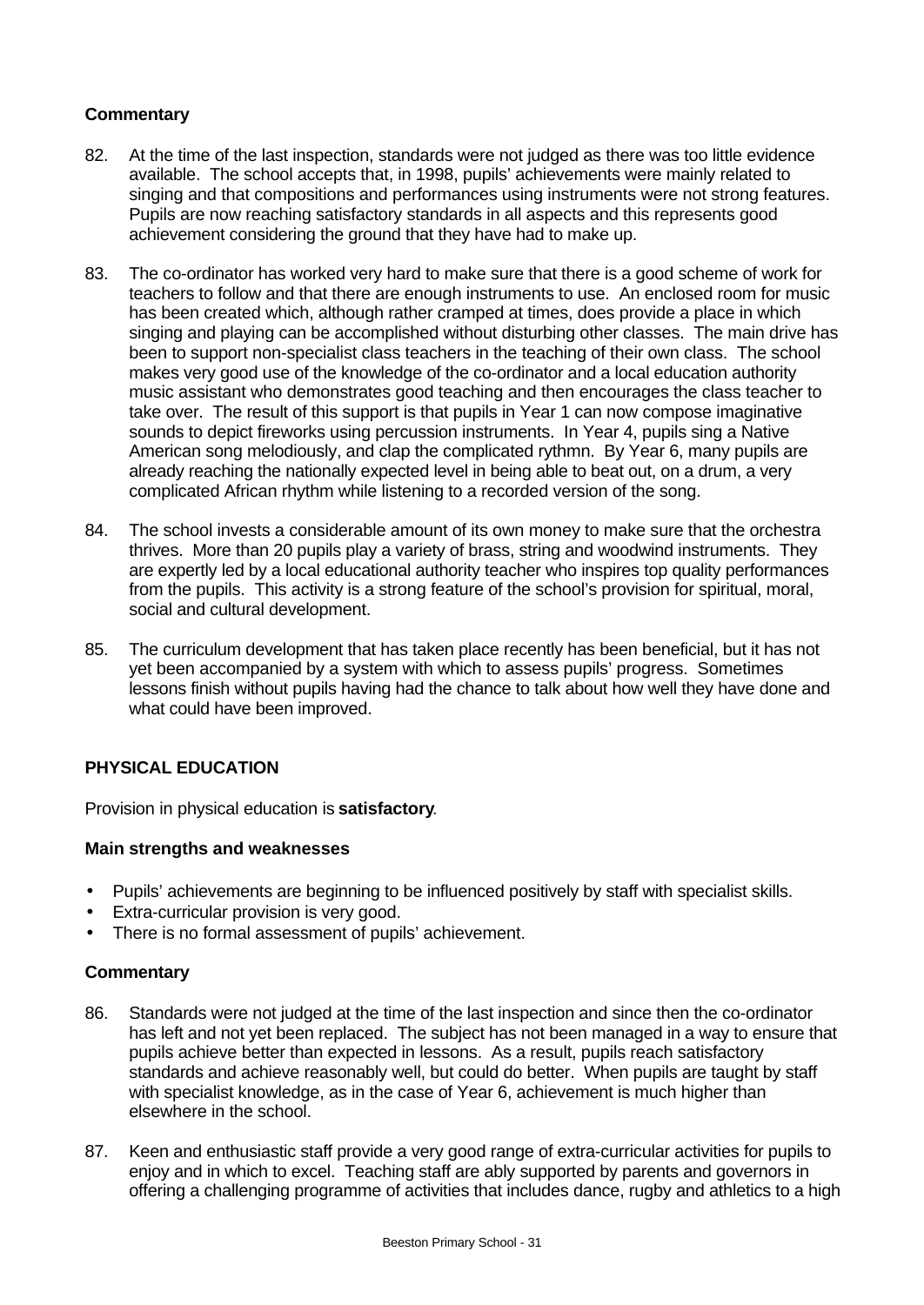**Commentary**

82. At the time of the last inspection, standards were not judged as there was too little evidence available. The school accepts that, in 1998, pupils' achievements were mainly related to singing and that compositions and performances using instruments were not strong features. Pupils are now reaching satisfactory standards in all aspects and this represents good achievement considering the ground that they have had to make up.

83. The co-ordinator has worked very hard to make sure that there is a good scheme of work for teachers to follow and that there are enough instruments to use. An enclosed room for music has been created which, although rather cramped at times, does provide a place in which singing and playing can be accomplished without disturbing other classes. The main drive has been to support non-specialist class teachers in the teaching of their own class. The school makes very good use of the knowledge of the co-ordinator and a local education authority music assistant who demonstrates good teaching and then encourages the class teacher to take over. The result of this support is that pupils in Year 1 can now compose imaginative sounds to depict fireworks using percussion instruments. In Year 4, pupils sing a Native American song melodiously, and clap the complicated rythmn. By Year 6, many pupils are already reaching the nationally expected level in being able to beat out, on a drum, a very complicated African rhythm while listening to a recorded version of the song.

84. The school invests a considerable amount of its own money to make sure that the orchestra thrives. More than 20 pupils play a variety of brass, string and woodwind instruments. They are expertly led by a local educational authority teacher who inspires top quality performances from the pupils. This activity is a strong feature of the school's provision for spiritual, moral, social and cultural development.

85. The curriculum development that has taken place recently has been beneficial, but it has not yet been accompanied by a system with which to assess pupils' progress. Sometimes lessons finish without pupils having had the chance to talk about how well they have done and what could have been improved.

## PHYSICAL EDUCATION

Provision in physical education is **satisfactory**.

**Main strengths and weaknesses**

- Pupils' achievements are beginning to be influenced positively by staff with specialist skills.
- Extra-curricular provision is very good.
- There is no formal assessment of pupils' achievement.

**Commentary**

86. Standards were not judged at the time of the last inspection and since then the co-ordinator has left and not yet been replaced. The subject has not been managed in a way to ensure that pupils achieve better than expected in lessons. As a result, pupils reach satisfactory standards and achieve reasonably well, but could do better. When pupils are taught by staff with specialist knowledge, as in the case of Year 6, achievement is much higher than elsewhere in the school.

87. Keen and enthusiastic staff provide a very good range of extra-curricular activities for pupils to enjoy and in which to excel. Teaching staff are ably supported by parents and governors in offering a challenging programme of activities that includes dance, rugby and athletics to a high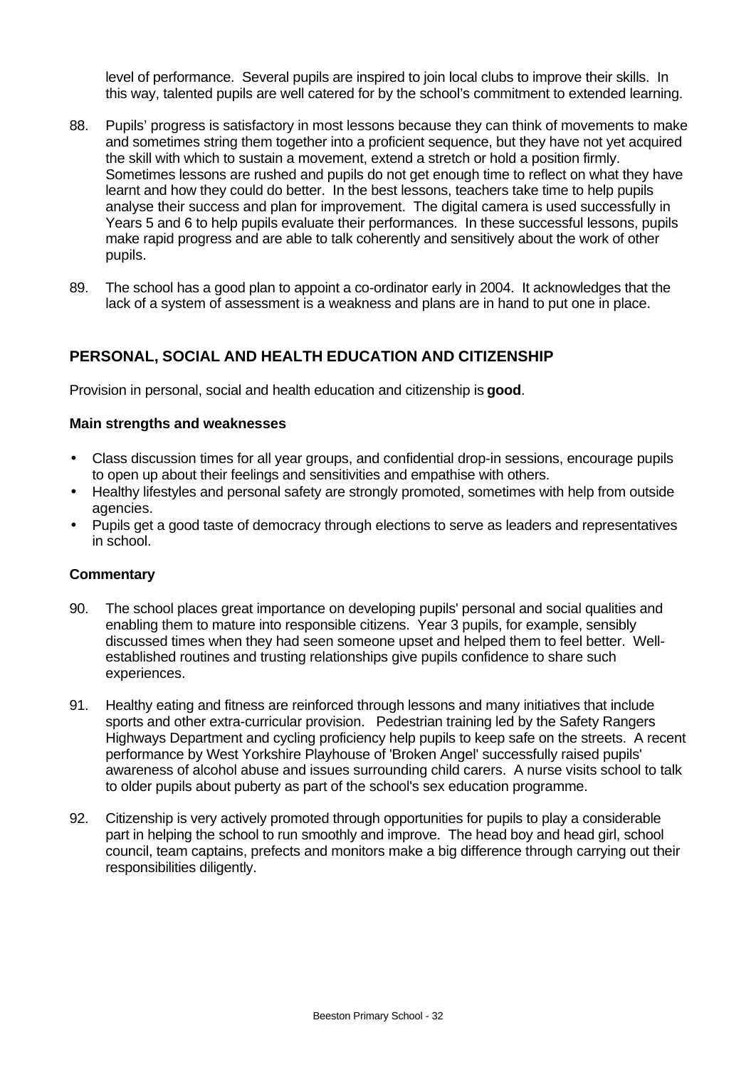level of performance. Several pupils are inspired to join local clubs to improve their skills. In this way, talented pupils are well catered for by the school's commitment to extended learning.

88. Pupils' progress is satisfactory in most lessons because they can think of movements to make and sometimes string them together into a proficient sequence, but they have not yet acquired the skill with which to sustain a movement, extend a stretch or hold a position firmly. Sometimes lessons are rushed and pupils do not get enough time to reflect on what they have learnt and how they could do better. In the best lessons, teachers take time to help pupils analyse their success and plan for improvement. The digital camera is used successfully in Years 5 and 6 to help pupils evaluate their performances. In these successful lessons, pupils make rapid progress and are able to talk coherently and sensitively about the work of other pupils.

89. The school has a good plan to appoint a co-ordinator early in 2004. It acknowledges that the lack of a system of assessment is a weakness and plans are in hand to put one in place.

## PERSONAL, SOCIAL AND HEALTH EDUCATION AND CITIZENSHIP

Provision in personal, social and health education and citizenship is **good**.

### Main strengths and weaknesses

- Class discussion times for all year groups, and confidential drop-in sessions, encourage pupils to open up about their feelings and sensitivities and empathise with others.
- Healthy lifestyles and personal safety are strongly promoted, sometimes with help from outside agencies.
- Pupils get a good taste of democracy through elections to serve as leaders and representatives in school.

### Commentary

90. The school places great importance on developing pupils' personal and social qualities and enabling them to mature into responsible citizens. Year 3 pupils, for example, sensibly discussed times when they had seen someone upset and helped them to feel better. Well-established routines and trusting relationships give pupils confidence to share such experiences.

91. Healthy eating and fitness are reinforced through lessons and many initiatives that include sports and other extra-curricular provision. Pedestrian training led by the Safety Rangers Highways Department and cycling proficiency help pupils to keep safe on the streets. A recent performance by West Yorkshire Playhouse of 'Broken Angel' successfully raised pupils' awareness of alcohol abuse and issues surrounding child carers. A nurse visits school to talk to older pupils about puberty as part of the school's sex education programme.

92. Citizenship is very actively promoted through opportunities for pupils to play a considerable part in helping the school to run smoothly and improve. The head boy and head girl, school council, team captains, prefects and monitors make a big difference through carrying out their responsibilities diligently.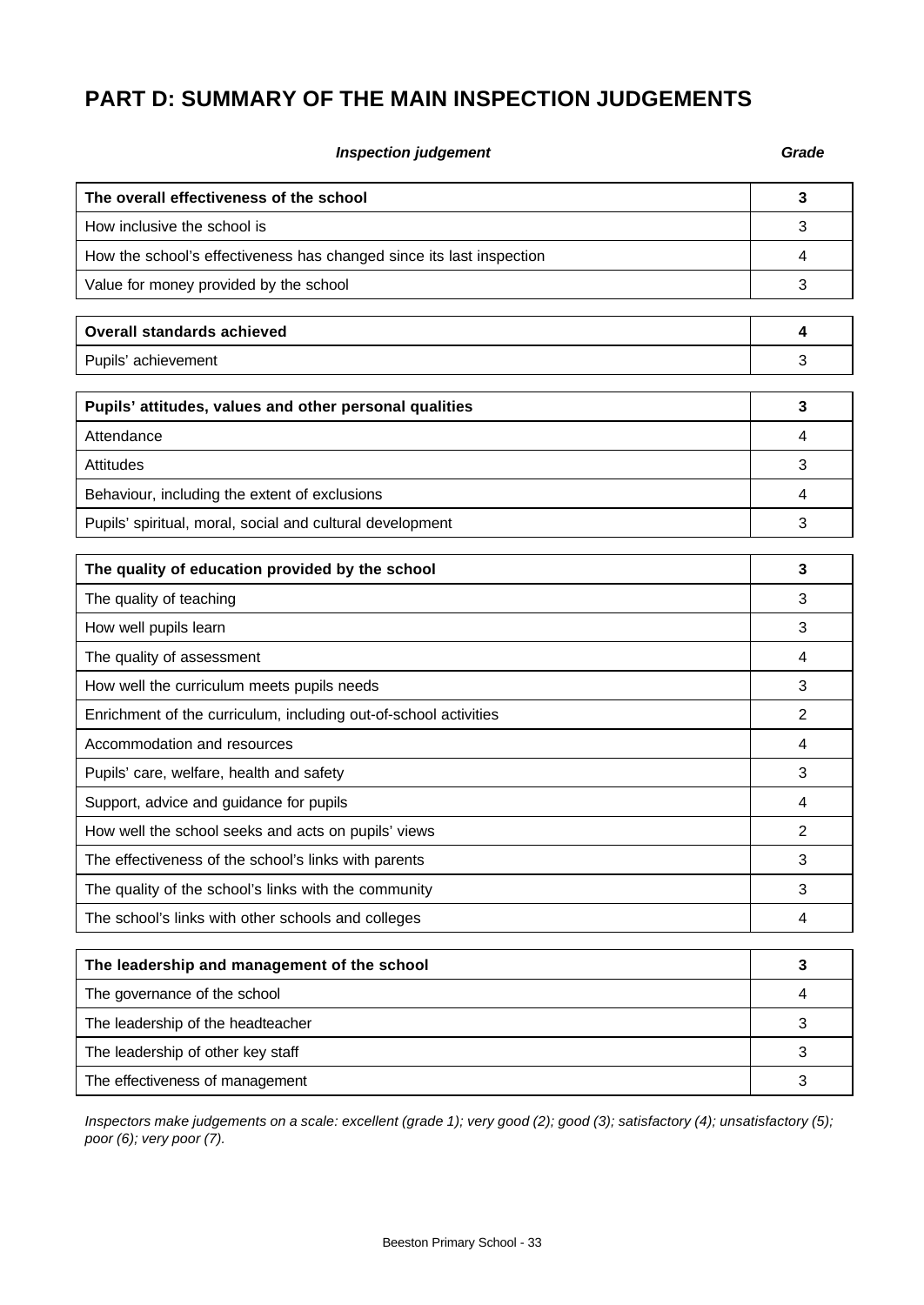# PART D: SUMMARY OF THE MAIN INSPECTION JUDGEMENTS

| *Inspection judgement* | *Grade* |
| --- | --- |
| **The overall effectiveness of the school** | **3** |
| How inclusive the school is | 3 |
| How the school's effectiveness has changed since its last inspection | 4 |
| Value for money provided by the school | 3 |
| **Overall standards achieved** | **4** |
| Pupils' achievement | 3 |
| **Pupils' attitudes, values and other personal qualities** | **3** |
| Attendance | 4 |
| Attitudes | 3 |
| Behaviour, including the extent of exclusions | 4 |
| Pupils' spiritual, moral, social and cultural development | 3 |
| **The quality of education provided by the school** | **3** |
| The quality of teaching | 3 |
| How well pupils learn | 3 |
| The quality of assessment | 4 |
| How well the curriculum meets pupils needs | 3 |
| Enrichment of the curriculum, including out-of-school activities | 2 |
| Accommodation and resources | 4 |
| Pupils' care, welfare, health and safety | 3 |
| Support, advice and guidance for pupils | 4 |
| How well the school seeks and acts on pupils' views | 2 |
| The effectiveness of the school's links with parents | 3 |
| The quality of the school's links with the community | 3 |
| The school's links with other schools and colleges | 4 |
| **The leadership and management of the school** | **3** |
| The governance of the school | 4 |
| The leadership of the headteacher | 3 |
| The leadership of other key staff | 3 |
| The effectiveness of management | 3 |

*Inspectors make judgements on a scale: excellent (grade 1); very good (2); good (3); satisfactory (4); unsatisfactory (5); poor (6); very poor (7).*